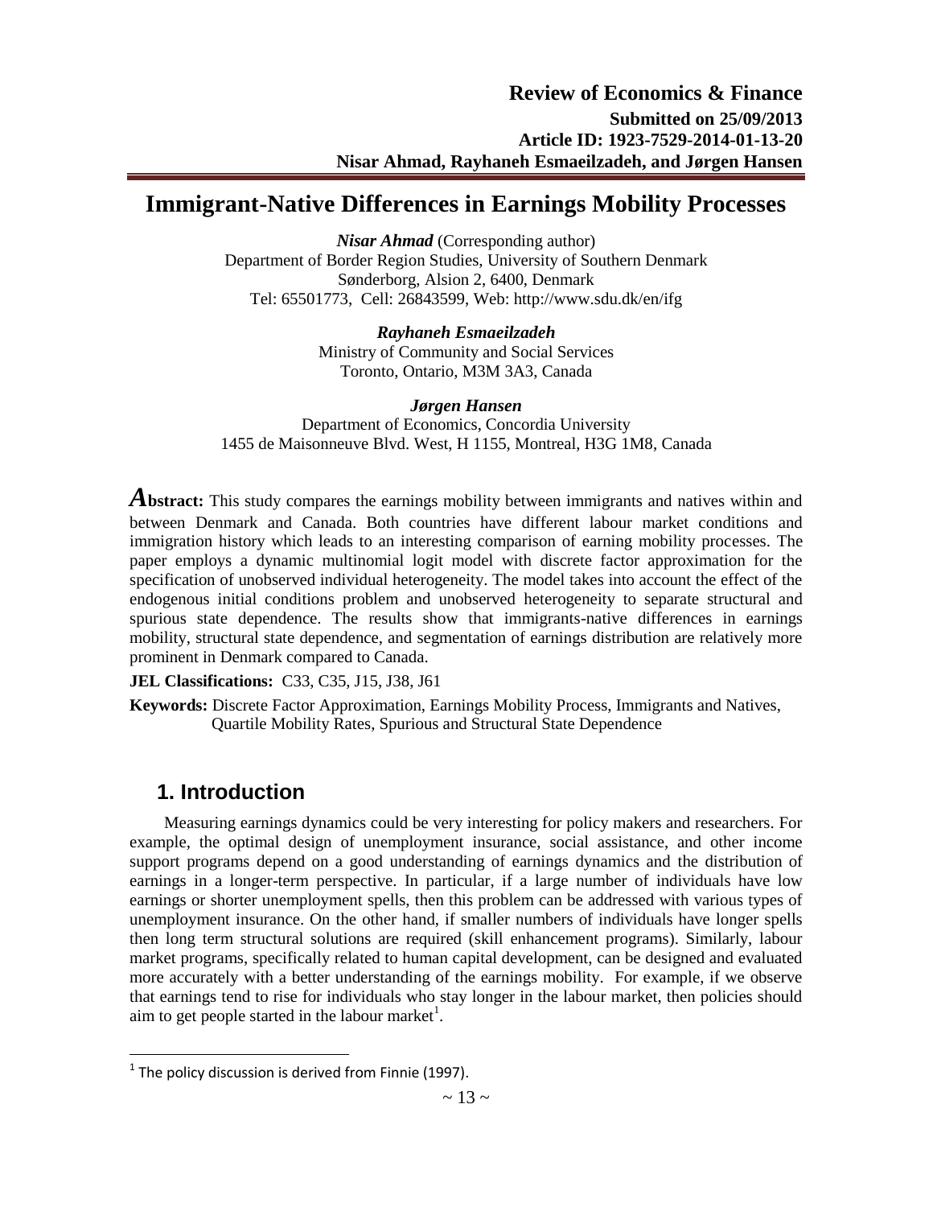**Review of Economics & Finance**
**Submitted on 25/09/2013**
**Article ID: 1923-7529-2014-01-13-20**
**Nisar Ahmad, Rayhaneh Esmaeilzadeh, and Jørgen Hansen**

# Immigrant-Native Differences in Earnings Mobility Processes

***Nisar Ahmad*** (Corresponding author)
Department of Border Region Studies, University of Southern Denmark
Sønderborg, Alsion 2, 6400, Denmark
Tel: 65501773, Cell: 26843599, Web: http://www.sdu.dk/en/ifg

***Rayhaneh Esmaeilzadeh***
Ministry of Community and Social Services
Toronto, Ontario, M3M 3A3, Canada

***Jørgen Hansen***
Department of Economics, Concordia University
1455 de Maisonneuve Blvd. West, H 1155, Montreal, H3G 1M8, Canada

***Abstract:*** This study compares the earnings mobility between immigrants and natives within and between Denmark and Canada. Both countries have different labour market conditions and immigration history which leads to an interesting comparison of earning mobility processes. The paper employs a dynamic multinomial logit model with discrete factor approximation for the specification of unobserved individual heterogeneity. The model takes into account the effect of the endogenous initial conditions problem and unobserved heterogeneity to separate structural and spurious state dependence. The results show that immigrants-native differences in earnings mobility, structural state dependence, and segmentation of earnings distribution are relatively more prominent in Denmark compared to Canada.

**JEL Classifications:** C33, C35, J15, J38, J61

**Keywords:** Discrete Factor Approximation, Earnings Mobility Process, Immigrants and Natives, Quartile Mobility Rates, Spurious and Structural State Dependence

## 1. Introduction

Measuring earnings dynamics could be very interesting for policy makers and researchers. For example, the optimal design of unemployment insurance, social assistance, and other income support programs depend on a good understanding of earnings dynamics and the distribution of earnings in a longer-term perspective. In particular, if a large number of individuals have low earnings or shorter unemployment spells, then this problem can be addressed with various types of unemployment insurance. On the other hand, if smaller numbers of individuals have longer spells then long term structural solutions are required (skill enhancement programs). Similarly, labour market programs, specifically related to human capital development, can be designed and evaluated more accurately with a better understanding of the earnings mobility. For example, if we observe that earnings tend to rise for individuals who stay longer in the labour market, then policies should aim to get people started in the labour market[1].

[1] The policy discussion is derived from Finnie (1997).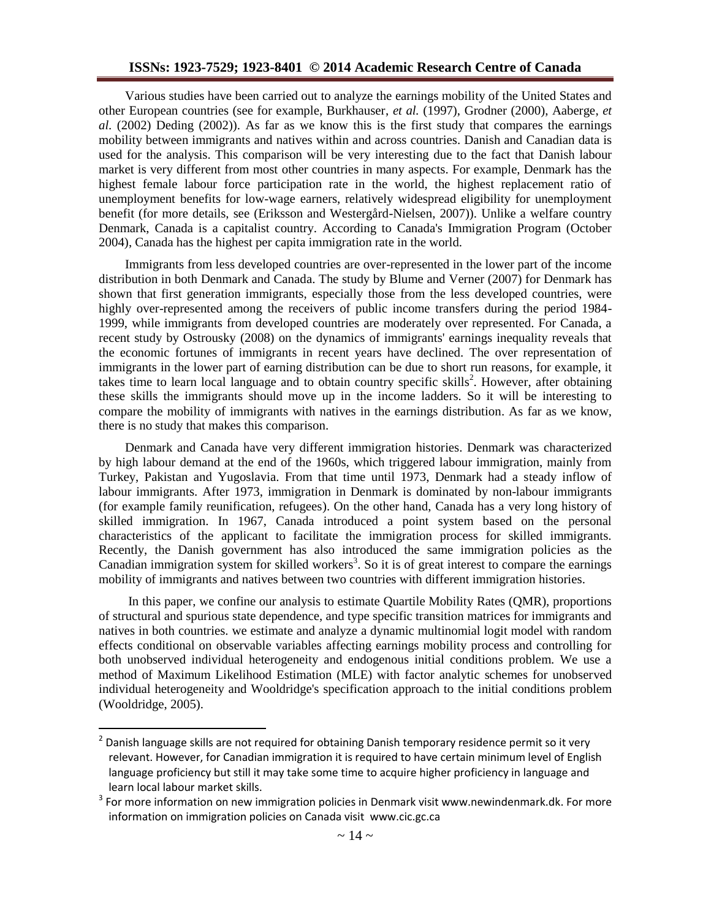Various studies have been carried out to analyze the earnings mobility of the United States and other European countries (see for example, Burkhauser, *et al.* (1997), Grodner (2000), Aaberge, *et al.* (2002) Deding (2002)). As far as we know this is the first study that compares the earnings mobility between immigrants and natives within and across countries. Danish and Canadian data is used for the analysis. This comparison will be very interesting due to the fact that Danish labour market is very different from most other countries in many aspects. For example, Denmark has the highest female labour force participation rate in the world, the highest replacement ratio of unemployment benefits for low-wage earners, relatively widespread eligibility for unemployment benefit (for more details, see (Eriksson and Westergård-Nielsen, 2007)). Unlike a welfare country Denmark, Canada is a capitalist country. According to Canada's Immigration Program (October 2004), Canada has the highest per capita immigration rate in the world.

Immigrants from less developed countries are over-represented in the lower part of the income distribution in both Denmark and Canada. The study by Blume and Verner (2007) for Denmark has shown that first generation immigrants, especially those from the less developed countries, were highly over-represented among the receivers of public income transfers during the period 1984-1999, while immigrants from developed countries are moderately over represented. For Canada, a recent study by Ostrousky (2008) on the dynamics of immigrants' earnings inequality reveals that the economic fortunes of immigrants in recent years have declined. The over representation of immigrants in the lower part of earning distribution can be due to short run reasons, for example, it takes time to learn local language and to obtain country specific skills[2]. However, after obtaining these skills the immigrants should move up in the income ladders. So it will be interesting to compare the mobility of immigrants with natives in the earnings distribution. As far as we know, there is no study that makes this comparison.

Denmark and Canada have very different immigration histories. Denmark was characterized by high labour demand at the end of the 1960s, which triggered labour immigration, mainly from Turkey, Pakistan and Yugoslavia. From that time until 1973, Denmark had a steady inflow of labour immigrants. After 1973, immigration in Denmark is dominated by non-labour immigrants (for example family reunification, refugees). On the other hand, Canada has a very long history of skilled immigration. In 1967, Canada introduced a point system based on the personal characteristics of the applicant to facilitate the immigration process for skilled immigrants. Recently, the Danish government has also introduced the same immigration policies as the Canadian immigration system for skilled workers[3]. So it is of great interest to compare the earnings mobility of immigrants and natives between two countries with different immigration histories.

In this paper, we confine our analysis to estimate Quartile Mobility Rates (QMR), proportions of structural and spurious state dependence, and type specific transition matrices for immigrants and natives in both countries. we estimate and analyze a dynamic multinomial logit model with random effects conditional on observable variables affecting earnings mobility process and controlling for both unobserved individual heterogeneity and endogenous initial conditions problem. We use a method of Maximum Likelihood Estimation (MLE) with factor analytic schemes for unobserved individual heterogeneity and Wooldridge's specification approach to the initial conditions problem (Wooldridge, 2005).

---

[2] Danish language skills are not required for obtaining Danish temporary residence permit so it very relevant. However, for Canadian immigration it is required to have certain minimum level of English language proficiency but still it may take some time to acquire higher proficiency in language and learn local labour market skills.

[3] For more information on new immigration policies in Denmark visit www.newindenmark.dk. For more information on immigration policies on Canada visit www.cic.gc.ca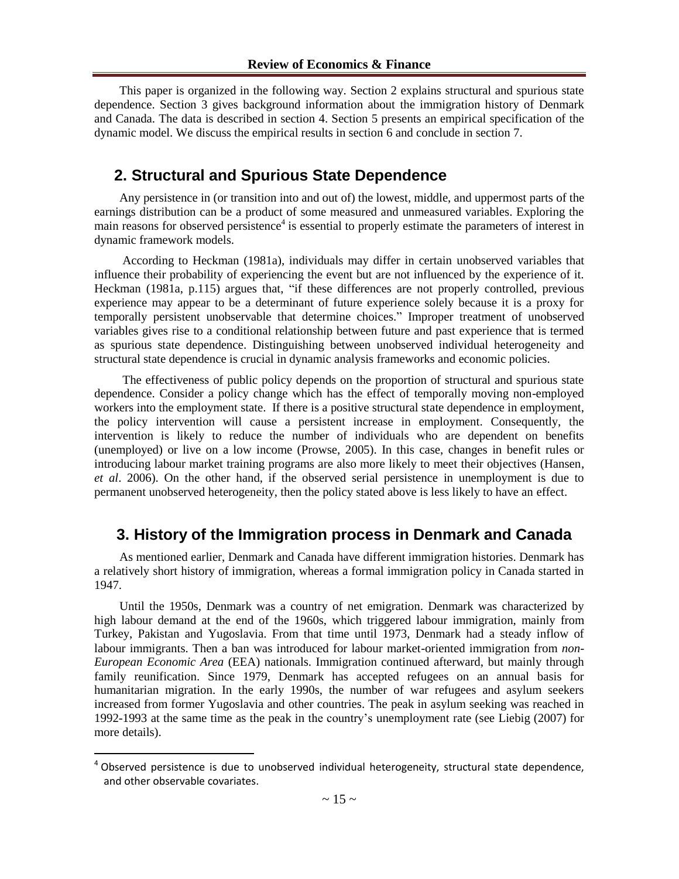This paper is organized in the following way. Section 2 explains structural and spurious state dependence. Section 3 gives background information about the immigration history of Denmark and Canada. The data is described in section 4. Section 5 presents an empirical specification of the dynamic model. We discuss the empirical results in section 6 and conclude in section 7.

## 2. Structural and Spurious State Dependence

Any persistence in (or transition into and out of) the lowest, middle, and uppermost parts of the earnings distribution can be a product of some measured and unmeasured variables. Exploring the main reasons for observed persistence[4] is essential to properly estimate the parameters of interest in dynamic framework models.

According to Heckman (1981a), individuals may differ in certain unobserved variables that influence their probability of experiencing the event but are not influenced by the experience of it. Heckman (1981a, p.115) argues that, "if these differences are not properly controlled, previous experience may appear to be a determinant of future experience solely because it is a proxy for temporally persistent unobservable that determine choices." Improper treatment of unobserved variables gives rise to a conditional relationship between future and past experience that is termed as spurious state dependence. Distinguishing between unobserved individual heterogeneity and structural state dependence is crucial in dynamic analysis frameworks and economic policies.

The effectiveness of public policy depends on the proportion of structural and spurious state dependence. Consider a policy change which has the effect of temporally moving non-employed workers into the employment state. If there is a positive structural state dependence in employment, the policy intervention will cause a persistent increase in employment. Consequently, the intervention is likely to reduce the number of individuals who are dependent on benefits (unemployed) or live on a low income (Prowse, 2005). In this case, changes in benefit rules or introducing labour market training programs are also more likely to meet their objectives (Hansen, *et al*. 2006). On the other hand, if the observed serial persistence in unemployment is due to permanent unobserved heterogeneity, then the policy stated above is less likely to have an effect.

## 3. History of the Immigration process in Denmark and Canada

As mentioned earlier, Denmark and Canada have different immigration histories. Denmark has a relatively short history of immigration, whereas a formal immigration policy in Canada started in 1947.

Until the 1950s, Denmark was a country of net emigration. Denmark was characterized by high labour demand at the end of the 1960s, which triggered labour immigration, mainly from Turkey, Pakistan and Yugoslavia. From that time until 1973, Denmark had a steady inflow of labour immigrants. Then a ban was introduced for labour market-oriented immigration from *non-European Economic Area* (EEA) nationals. Immigration continued afterward, but mainly through family reunification. Since 1979, Denmark has accepted refugees on an annual basis for humanitarian migration. In the early 1990s, the number of war refugees and asylum seekers increased from former Yugoslavia and other countries. The peak in asylum seeking was reached in 1992-1993 at the same time as the peak in the country's unemployment rate (see Liebig (2007) for more details).

[4] Observed persistence is due to unobserved individual heterogeneity, structural state dependence, and other observable covariates.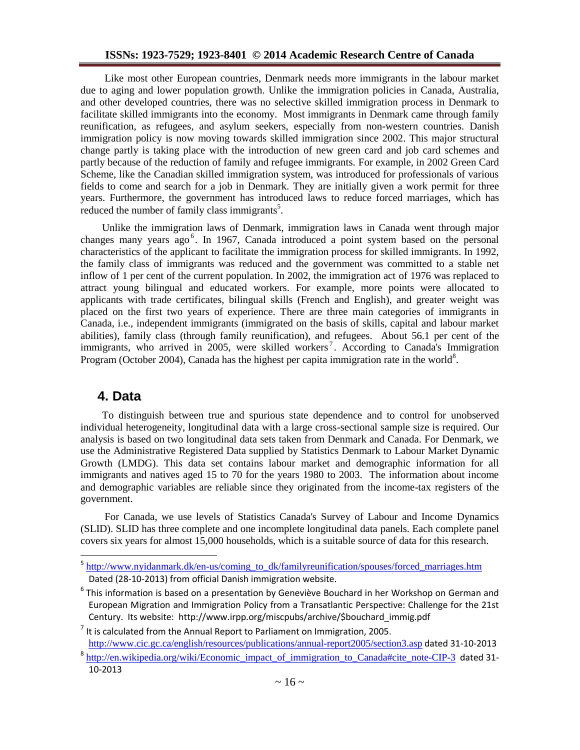Like most other European countries, Denmark needs more immigrants in the labour market due to aging and lower population growth. Unlike the immigration policies in Canada, Australia, and other developed countries, there was no selective skilled immigration process in Denmark to facilitate skilled immigrants into the economy. Most immigrants in Denmark came through family reunification, as refugees, and asylum seekers, especially from non-western countries. Danish immigration policy is now moving towards skilled immigration since 2002. This major structural change partly is taking place with the introduction of new green card and job card schemes and partly because of the reduction of family and refugee immigrants. For example, in 2002 Green Card Scheme, like the Canadian skilled immigration system, was introduced for professionals of various fields to come and search for a job in Denmark. They are initially given a work permit for three years. Furthermore, the government has introduced laws to reduce forced marriages, which has reduced the number of family class immigrants[5].

Unlike the immigration laws of Denmark, immigration laws in Canada went through major changes many years ago[6]. In 1967, Canada introduced a point system based on the personal characteristics of the applicant to facilitate the immigration process for skilled immigrants. In 1992, the family class of immigrants was reduced and the government was committed to a stable net inflow of 1 per cent of the current population. In 2002, the immigration act of 1976 was replaced to attract young bilingual and educated workers. For example, more points were allocated to applicants with trade certificates, bilingual skills (French and English), and greater weight was placed on the first two years of experience. There are three main categories of immigrants in Canada, i.e., independent immigrants (immigrated on the basis of skills, capital and labour market abilities), family class (through family reunification), and refugees. About 56.1 per cent of the immigrants, who arrived in 2005, were skilled workers[7]. According to Canada's Immigration Program (October 2004), Canada has the highest per capita immigration rate in the world[8].

## 4. Data

To distinguish between true and spurious state dependence and to control for unobserved individual heterogeneity, longitudinal data with a large cross-sectional sample size is required. Our analysis is based on two longitudinal data sets taken from Denmark and Canada. For Denmark, we use the Administrative Registered Data supplied by Statistics Denmark to Labour Market Dynamic Growth (LMDG). This data set contains labour market and demographic information for all immigrants and natives aged 15 to 70 for the years 1980 to 2003. The information about income and demographic variables are reliable since they originated from the income-tax registers of the government.

For Canada, we use levels of Statistics Canada's Survey of Labour and Income Dynamics (SLID). SLID has three complete and one incomplete longitudinal data panels. Each complete panel covers six years for almost 15,000 households, which is a suitable source of data for this research.

---

[5] http://www.nyidanmark.dk/en-us/coming_to_dk/familyreunification/spouses/forced_marriages.htm Dated (28-10-2013) from official Danish immigration website.

[6] This information is based on a presentation by Geneviève Bouchard in her Workshop on German and European Migration and Immigration Policy from a Transatlantic Perspective: Challenge for the 21st Century. Its website: http://www.irpp.org/miscpubs/archive/$bouchard_immig.pdf

[7] It is calculated from the Annual Report to Parliament on Immigration, 2005. http://www.cic.gc.ca/english/resources/publications/annual-report2005/section3.asp dated 31-10-2013

[8] http://en.wikipedia.org/wiki/Economic_impact_of_immigration_to_Canada#cite_note-CIP-3 dated 31-10-2013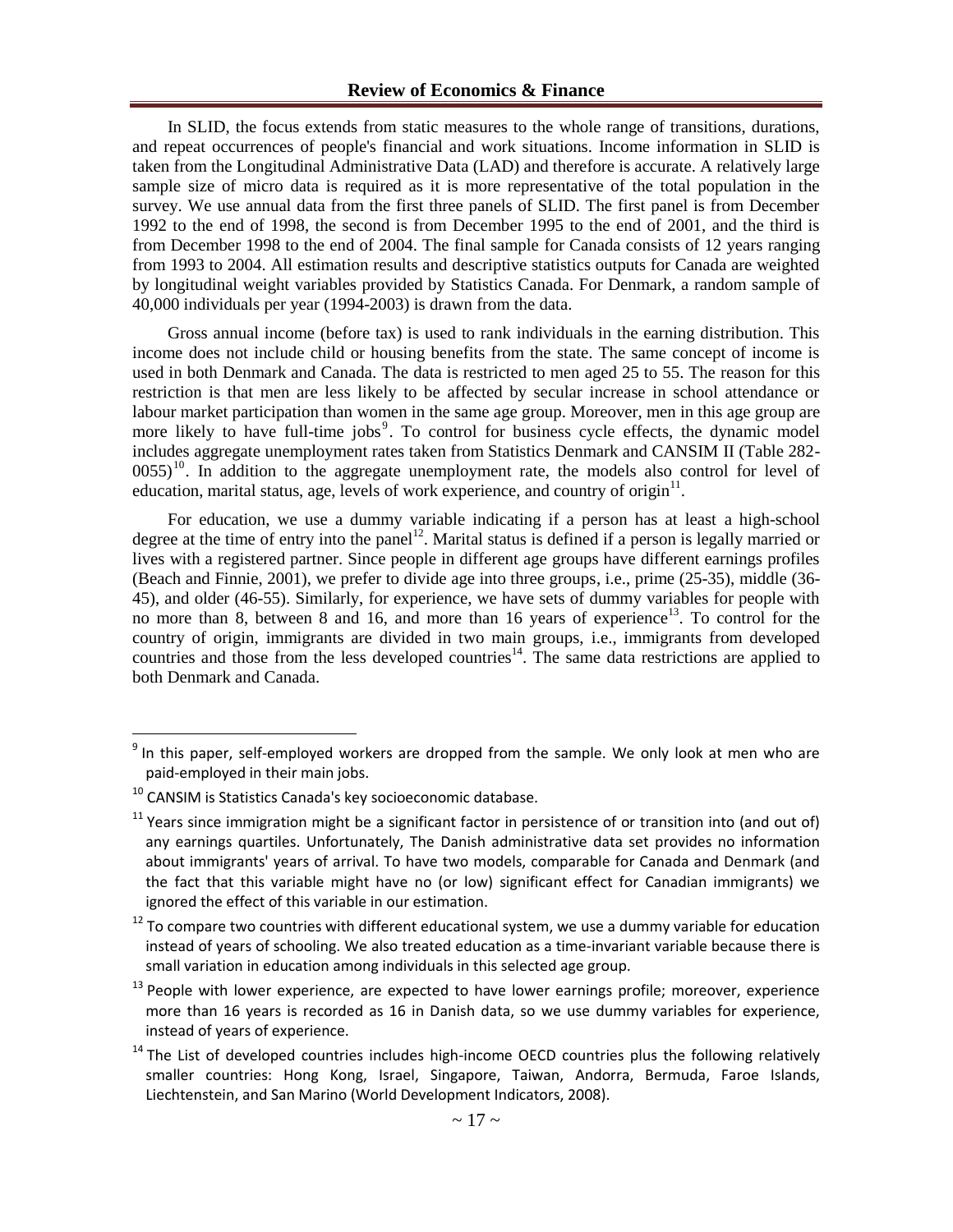In SLID, the focus extends from static measures to the whole range of transitions, durations, and repeat occurrences of people's financial and work situations. Income information in SLID is taken from the Longitudinal Administrative Data (LAD) and therefore is accurate. A relatively large sample size of micro data is required as it is more representative of the total population in the survey. We use annual data from the first three panels of SLID. The first panel is from December 1992 to the end of 1998, the second is from December 1995 to the end of 2001, and the third is from December 1998 to the end of 2004. The final sample for Canada consists of 12 years ranging from 1993 to 2004. All estimation results and descriptive statistics outputs for Canada are weighted by longitudinal weight variables provided by Statistics Canada. For Denmark, a random sample of 40,000 individuals per year (1994-2003) is drawn from the data.

Gross annual income (before tax) is used to rank individuals in the earning distribution. This income does not include child or housing benefits from the state. The same concept of income is used in both Denmark and Canada. The data is restricted to men aged 25 to 55. The reason for this restriction is that men are less likely to be affected by secular increase in school attendance or labour market participation than women in the same age group. Moreover, men in this age group are more likely to have full-time jobs[9]. To control for business cycle effects, the dynamic model includes aggregate unemployment rates taken from Statistics Denmark and CANSIM II (Table 282-0055)[10]. In addition to the aggregate unemployment rate, the models also control for level of education, marital status, age, levels of work experience, and country of origin[11].

For education, we use a dummy variable indicating if a person has at least a high-school degree at the time of entry into the panel[12]. Marital status is defined if a person is legally married or lives with a registered partner. Since people in different age groups have different earnings profiles (Beach and Finnie, 2001), we prefer to divide age into three groups, i.e., prime (25-35), middle (36-45), and older (46-55). Similarly, for experience, we have sets of dummy variables for people with no more than 8, between 8 and 16, and more than 16 years of experience[13]. To control for the country of origin, immigrants are divided in two main groups, i.e., immigrants from developed countries and those from the less developed countries[14]. The same data restrictions are applied to both Denmark and Canada.

---

[9] In this paper, self-employed workers are dropped from the sample. We only look at men who are paid-employed in their main jobs.

[10] CANSIM is Statistics Canada's key socioeconomic database.

[11] Years since immigration might be a significant factor in persistence of or transition into (and out of) any earnings quartiles. Unfortunately, The Danish administrative data set provides no information about immigrants' years of arrival. To have two models, comparable for Canada and Denmark (and the fact that this variable might have no (or low) significant effect for Canadian immigrants) we ignored the effect of this variable in our estimation.

[12] To compare two countries with different educational system, we use a dummy variable for education instead of years of schooling. We also treated education as a time-invariant variable because there is small variation in education among individuals in this selected age group.

[13] People with lower experience, are expected to have lower earnings profile; moreover, experience more than 16 years is recorded as 16 in Danish data, so we use dummy variables for experience, instead of years of experience.

[14] The List of developed countries includes high-income OECD countries plus the following relatively smaller countries: Hong Kong, Israel, Singapore, Taiwan, Andorra, Bermuda, Faroe Islands, Liechtenstein, and San Marino (World Development Indicators, 2008).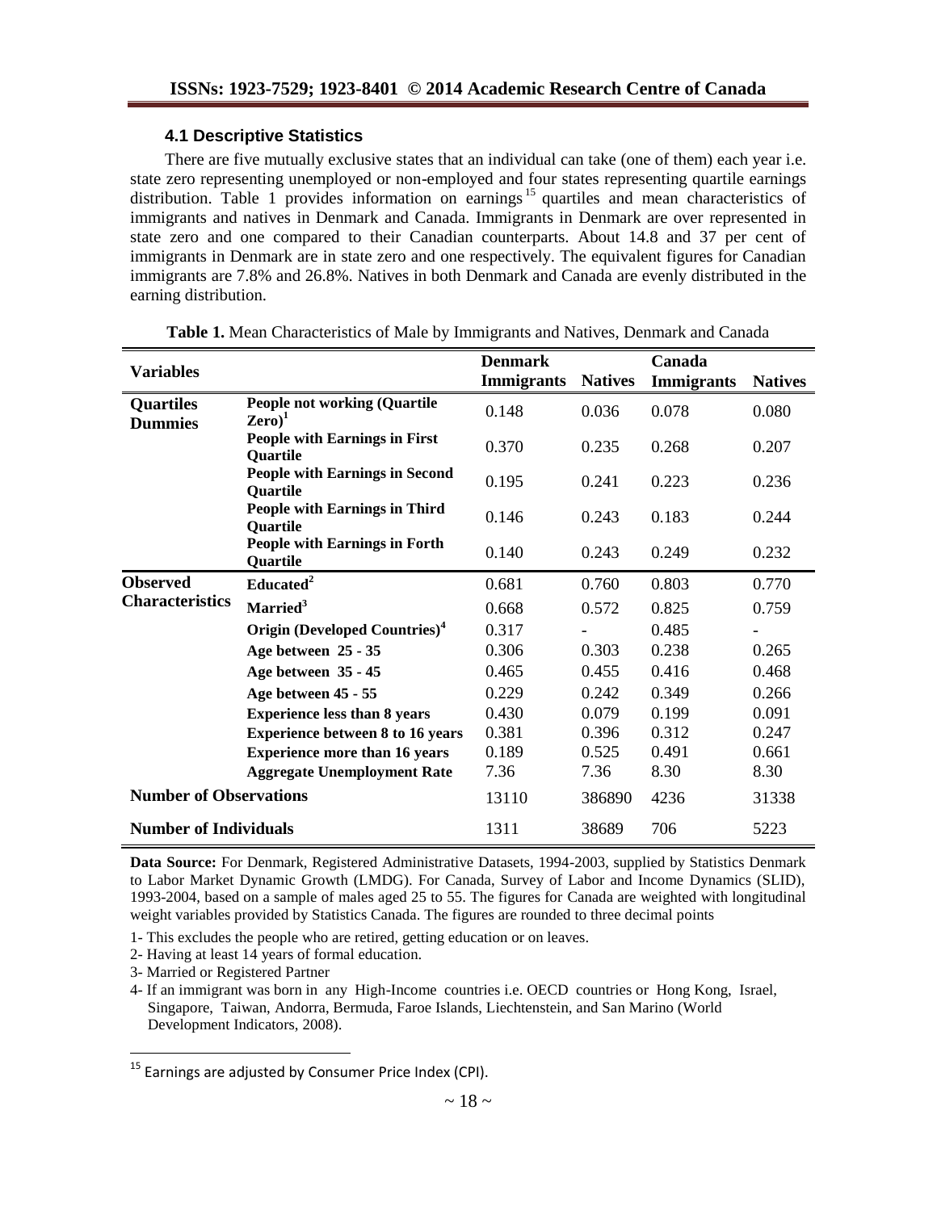### 4.1 Descriptive Statistics

There are five mutually exclusive states that an individual can take (one of them) each year i.e. state zero representing unemployed or non-employed and four states representing quartile earnings distribution. Table 1 provides information on earnings[15] quartiles and mean characteristics of immigrants and natives in Denmark and Canada. Immigrants in Denmark are over represented in state zero and one compared to their Canadian counterparts. About 14.8 and 37 per cent of immigrants in Denmark are in state zero and one respectively. The equivalent figures for Canadian immigrants are 7.8% and 26.8%. Natives in both Denmark and Canada are evenly distributed in the earning distribution.

**Table 1.** Mean Characteristics of Male by Immigrants and Natives, Denmark and Canada

| Variables | | Denmark | | Canada | |
|---|---|---|---|---|---|
| | | Immigrants | Natives | Immigrants | Natives |
| **Quartiles Dummies** | **People not working (Quartile Zero)[1]** | 0.148 | 0.036 | 0.078 | 0.080 |
| | **People with Earnings in First Quartile** | 0.370 | 0.235 | 0.268 | 0.207 |
| | **People with Earnings in Second Quartile** | 0.195 | 0.241 | 0.223 | 0.236 |
| | **People with Earnings in Third Quartile** | 0.146 | 0.243 | 0.183 | 0.244 |
| | **People with Earnings in Forth Quartile** | 0.140 | 0.243 | 0.249 | 0.232 |
| **Observed Characteristics** | **Educated[2]** | 0.681 | 0.760 | 0.803 | 0.770 |
| | **Married[3]** | 0.668 | 0.572 | 0.825 | 0.759 |
| | **Origin (Developed Countries)[4]** | 0.317 | - | 0.485 | - |
| | **Age between 25 - 35** | 0.306 | 0.303 | 0.238 | 0.265 |
| | **Age between 35 - 45** | 0.465 | 0.455 | 0.416 | 0.468 |
| | **Age between 45 - 55** | 0.229 | 0.242 | 0.349 | 0.266 |
| | **Experience less than 8 years** | 0.430 | 0.079 | 0.199 | 0.091 |
| | **Experience between 8 to 16 years** | 0.381 | 0.396 | 0.312 | 0.247 |
| | **Experience more than 16 years** | 0.189 | 0.525 | 0.491 | 0.661 |
| | **Aggregate Unemployment Rate** | 7.36 | 7.36 | 8.30 | 8.30 |
| **Number of Observations** | | 13110 | 386890 | 4236 | 31338 |
| **Number of Individuals** | | 1311 | 38689 | 706 | 5223 |

**Data Source:** For Denmark, Registered Administrative Datasets, 1994-2003, supplied by Statistics Denmark to Labor Market Dynamic Growth (LMDG). For Canada, Survey of Labor and Income Dynamics (SLID), 1993-2004, based on a sample of males aged 25 to 55. The figures for Canada are weighted with longitudinal weight variables provided by Statistics Canada. The figures are rounded to three decimal points

1- This excludes the people who are retired, getting education or on leaves.

2- Having at least 14 years of formal education.

3- Married or Registered Partner

4- If an immigrant was born in any High-Income countries i.e. OECD countries or Hong Kong, Israel, Singapore, Taiwan, Andorra, Bermuda, Faroe Islands, Liechtenstein, and San Marino (World Development Indicators, 2008).

[15] Earnings are adjusted by Consumer Price Index (CPI).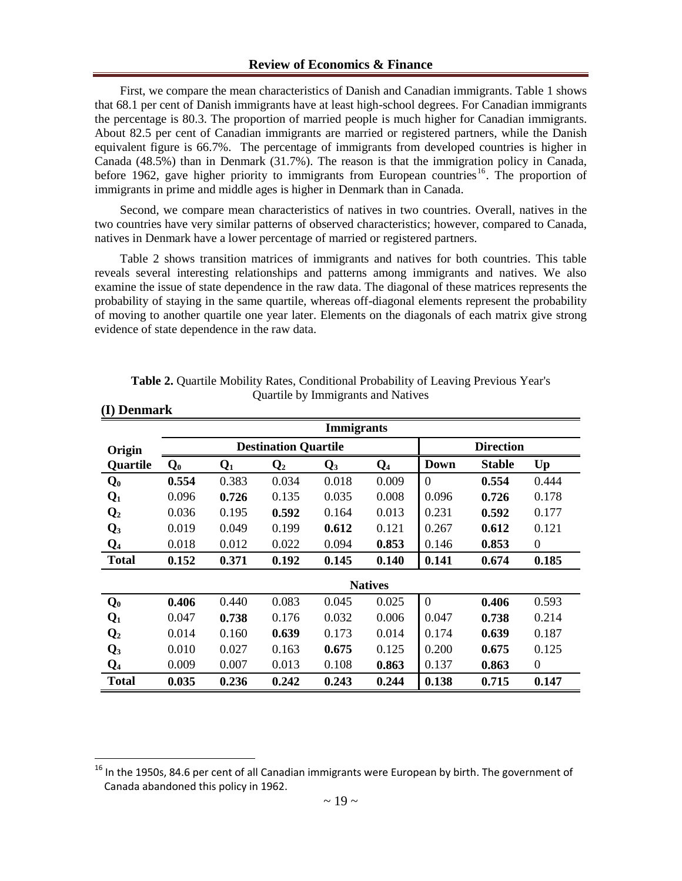First, we compare the mean characteristics of Danish and Canadian immigrants. Table 1 shows that 68.1 per cent of Danish immigrants have at least high-school degrees. For Canadian immigrants the percentage is 80.3. The proportion of married people is much higher for Canadian immigrants. About 82.5 per cent of Canadian immigrants are married or registered partners, while the Danish equivalent figure is 66.7%. The percentage of immigrants from developed countries is higher in Canada (48.5%) than in Denmark (31.7%). The reason is that the immigration policy in Canada, before 1962, gave higher priority to immigrants from European countries[16]. The proportion of immigrants in prime and middle ages is higher in Denmark than in Canada.

Second, we compare mean characteristics of natives in two countries. Overall, natives in the two countries have very similar patterns of observed characteristics; however, compared to Canada, natives in Denmark have a lower percentage of married or registered partners.

Table 2 shows transition matrices of immigrants and natives for both countries. This table reveals several interesting relationships and patterns among immigrants and natives. We also examine the issue of state dependence in the raw data. The diagonal of these matrices represents the probability of staying in the same quartile, whereas off-diagonal elements represent the probability of moving to another quartile one year later. Elements on the diagonals of each matrix give strong evidence of state dependence in the raw data.

**Table 2.** Quartile Mobility Rates, Conditional Probability of Leaving Previous Year's Quartile by Immigrants and Natives

**(I) Denmark**

| | Immigrants | | | | | | | |
|---|---|---|---|---|---|---|---|---|
| **Origin** | **Destination Quartile** | | | | | **Direction** | | |
| **Quartile** | $Q_0$ | $Q_1$ | $Q_2$ | $Q_3$ | $Q_4$ | **Down** | **Stable** | **Up** |
| $Q_0$ | **0.554** | 0.383 | 0.034 | 0.018 | 0.009 | 0 | **0.554** | 0.444 |
| $Q_1$ | 0.096 | **0.726** | 0.135 | 0.035 | 0.008 | 0.096 | **0.726** | 0.178 |
| $Q_2$ | 0.036 | 0.195 | **0.592** | 0.164 | 0.013 | 0.231 | **0.592** | 0.177 |
| $Q_3$ | 0.019 | 0.049 | 0.199 | **0.612** | 0.121 | 0.267 | **0.612** | 0.121 |
| $Q_4$ | 0.018 | 0.012 | 0.022 | 0.094 | **0.853** | 0.146 | **0.853** | 0 |
| **Total** | **0.152** | **0.371** | **0.192** | **0.145** | **0.140** | **0.141** | **0.674** | **0.185** |
| | **Natives** | | | | | | | |
| $Q_0$ | **0.406** | 0.440 | 0.083 | 0.045 | 0.025 | 0 | **0.406** | 0.593 |
| $Q_1$ | 0.047 | **0.738** | 0.176 | 0.032 | 0.006 | 0.047 | **0.738** | 0.214 |
| $Q_2$ | 0.014 | 0.160 | **0.639** | 0.173 | 0.014 | 0.174 | **0.639** | 0.187 |
| $Q_3$ | 0.010 | 0.027 | 0.163 | **0.675** | 0.125 | 0.200 | **0.675** | 0.125 |
| $Q_4$ | 0.009 | 0.007 | 0.013 | 0.108 | **0.863** | 0.137 | **0.863** | 0 |
| **Total** | **0.035** | **0.236** | **0.242** | **0.243** | **0.244** | **0.138** | **0.715** | **0.147** |

[16] In the 1950s, 84.6 per cent of all Canadian immigrants were European by birth. The government of Canada abandoned this policy in 1962.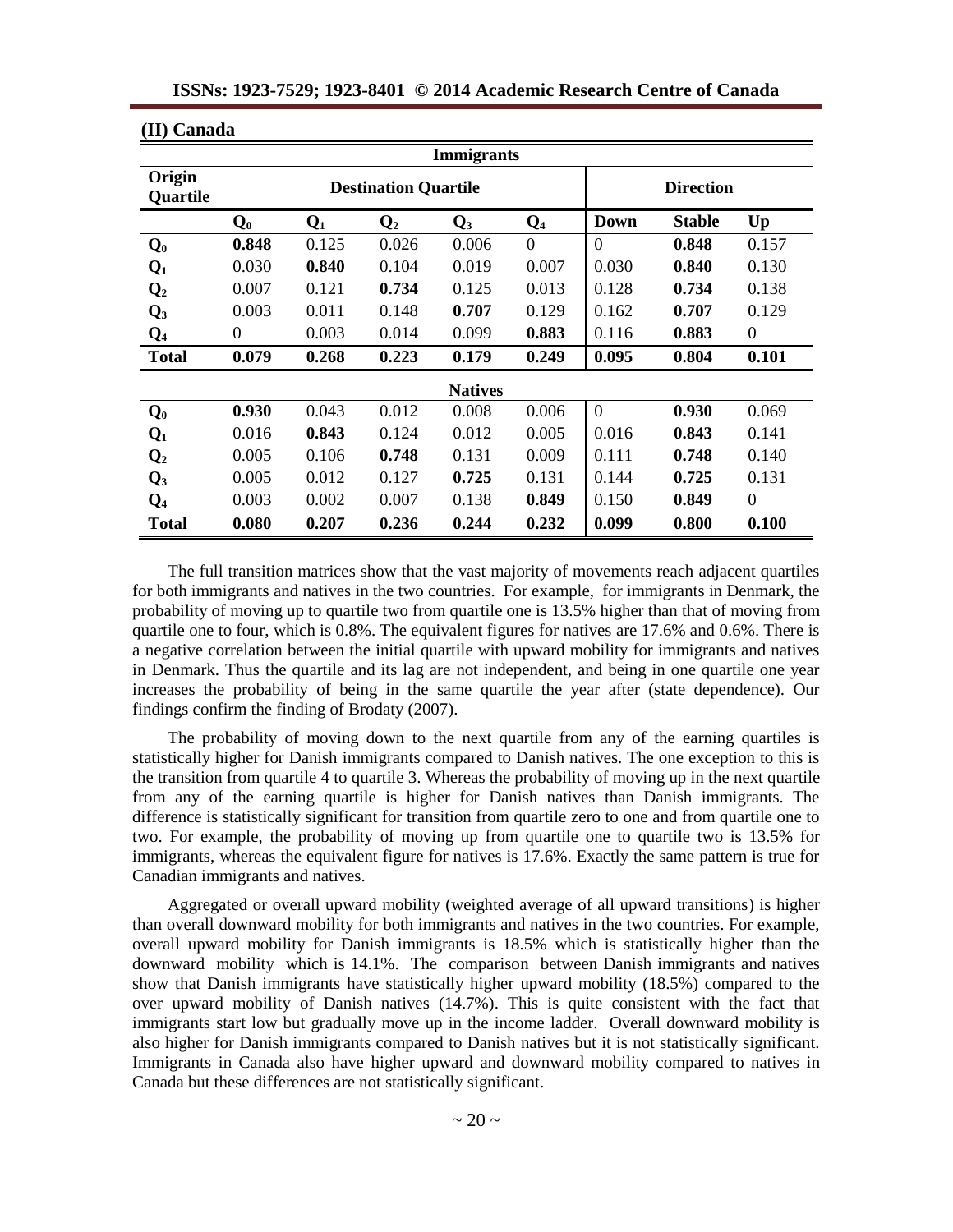**(II) Canada**

| Immigrants | | | | | | | | |
|---|---|---|---|---|---|---|---|---|
| **Origin Quartile** | **Destination Quartile** | | | | | **Direction** | | |
| | $Q_0$ | $Q_1$ | $Q_2$ | $Q_3$ | $Q_4$ | **Down** | **Stable** | **Up** |
| $Q_0$ | **0.848** | 0.125 | 0.026 | 0.006 | 0 | 0 | **0.848** | 0.157 |
| $Q_1$ | 0.030 | **0.840** | 0.104 | 0.019 | 0.007 | 0.030 | **0.840** | 0.130 |
| $Q_2$ | 0.007 | 0.121 | **0.734** | 0.125 | 0.013 | 0.128 | **0.734** | 0.138 |
| $Q_3$ | 0.003 | 0.011 | 0.148 | **0.707** | 0.129 | 0.162 | **0.707** | 0.129 |
| $Q_4$ | 0 | 0.003 | 0.014 | 0.099 | **0.883** | 0.116 | **0.883** | 0 |
| **Total** | **0.079** | **0.268** | **0.223** | **0.179** | **0.249** | **0.095** | **0.804** | **0.101** |
| **Natives** | | | | | | | | |
| $Q_0$ | **0.930** | 0.043 | 0.012 | 0.008 | 0.006 | 0 | **0.930** | 0.069 |
| $Q_1$ | 0.016 | **0.843** | 0.124 | 0.012 | 0.005 | 0.016 | **0.843** | 0.141 |
| $Q_2$ | 0.005 | 0.106 | **0.748** | 0.131 | 0.009 | 0.111 | **0.748** | 0.140 |
| $Q_3$ | 0.005 | 0.012 | 0.127 | **0.725** | 0.131 | 0.144 | **0.725** | 0.131 |
| $Q_4$ | 0.003 | 0.002 | 0.007 | 0.138 | **0.849** | 0.150 | **0.849** | 0 |
| **Total** | **0.080** | **0.207** | **0.236** | **0.244** | **0.232** | **0.099** | **0.800** | **0.100** |

The full transition matrices show that the vast majority of movements reach adjacent quartiles for both immigrants and natives in the two countries. For example, for immigrants in Denmark, the probability of moving up to quartile two from quartile one is 13.5% higher than that of moving from quartile one to four, which is 0.8%. The equivalent figures for natives are 17.6% and 0.6%. There is a negative correlation between the initial quartile with upward mobility for immigrants and natives in Denmark. Thus the quartile and its lag are not independent, and being in one quartile one year increases the probability of being in the same quartile the year after (state dependence). Our findings confirm the finding of Brodaty (2007).

The probability of moving down to the next quartile from any of the earning quartiles is statistically higher for Danish immigrants compared to Danish natives. The one exception to this is the transition from quartile 4 to quartile 3. Whereas the probability of moving up in the next quartile from any of the earning quartile is higher for Danish natives than Danish immigrants. The difference is statistically significant for transition from quartile zero to one and from quartile one to two. For example, the probability of moving up from quartile one to quartile two is 13.5% for immigrants, whereas the equivalent figure for natives is 17.6%. Exactly the same pattern is true for Canadian immigrants and natives.

Aggregated or overall upward mobility (weighted average of all upward transitions) is higher than overall downward mobility for both immigrants and natives in the two countries. For example, overall upward mobility for Danish immigrants is 18.5% which is statistically higher than the downward mobility which is 14.1%. The comparison between Danish immigrants and natives show that Danish immigrants have statistically higher upward mobility (18.5%) compared to the over upward mobility of Danish natives (14.7%). This is quite consistent with the fact that immigrants start low but gradually move up in the income ladder. Overall downward mobility is also higher for Danish immigrants compared to Danish natives but it is not statistically significant. Immigrants in Canada also have higher upward and downward mobility compared to natives in Canada but these differences are not statistically significant.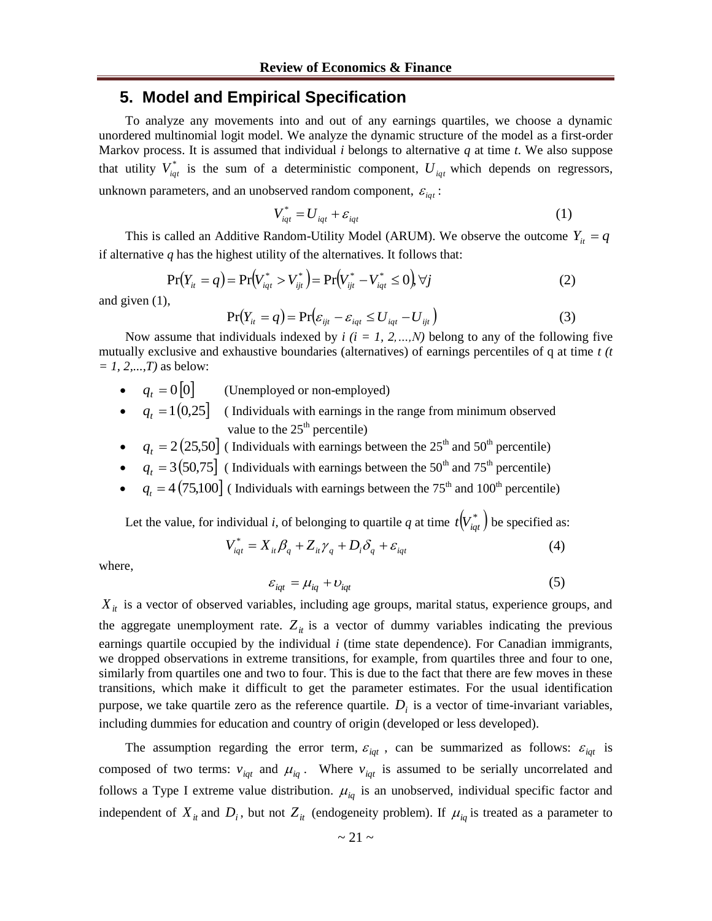## 5. Model and Empirical Specification

To analyze any movements into and out of any earnings quartiles, we choose a dynamic unordered multinomial logit model. We analyze the dynamic structure of the model as a first-order Markov process. It is assumed that individual *i* belongs to alternative *q* at time *t*. We also suppose that utility $V_{iqt}^{*}$ is the sum of a deterministic component, $U_{iqt}$ which depends on regressors, unknown parameters, and an unobserved random component, $\varepsilon_{iqt}$:

$$V_{iqt}^{*} = U_{iqt} + \varepsilon_{iqt} \tag{1}$$

This is called an Additive Random-Utility Model (ARUM). We observe the outcome $Y_{it} = q$ if alternative *q* has the highest utility of the alternatives. It follows that:

$$\Pr(Y_{it} = q) = \Pr\left(V_{iqt}^{*} > V_{ijt}^{*}\right) = \Pr\left(V_{ijt}^{*} - V_{iqt}^{*} \leq 0\right), \forall j \tag{2}$$

and given (1),

$$\Pr(Y_{it} = q) = \Pr\left(\varepsilon_{ijt} - \varepsilon_{iqt} \leq U_{iqt} - U_{ijt}\right) \tag{3}$$

Now assume that individuals indexed by *i (i = 1, 2,…,N)* belong to any of the following five mutually exclusive and exhaustive boundaries (alternatives) of earnings percentiles of q at time *t (t = 1, 2,...,T)* as below:

- $q_t = 0\,[0]$ (Unemployed or non-employed)
- $q_t = 1\,(0,25]$ ( Individuals with earnings in the range from minimum observed value to the 25th percentile)
- $q_t = 2\,(25,50]$ ( Individuals with earnings between the 25th and 50th percentile)
- $q_t = 3\,(50,75]$ ( Individuals with earnings between the 50th and 75th percentile)
- $q_t = 4\,(75,100]$ ( Individuals with earnings between the 75th and 100th percentile)

Let the value, for individual *i*, of belonging to quartile *q* at time $t\left(V_{iqt}^{*}\right)$ be specified as:

$$V_{iqt}^{*} = X_{it}\beta_q + Z_{it}\gamma_q + D_i\delta_q + \varepsilon_{iqt} \tag{4}$$

where,

$$\varepsilon_{iqt} = \mu_{iq} + \upsilon_{iqt} \tag{5}$$

$X_{it}$ is a vector of observed variables, including age groups, marital status, experience groups, and the aggregate unemployment rate. $Z_{it}$ is a vector of dummy variables indicating the previous earnings quartile occupied by the individual *i* (time state dependence). For Canadian immigrants, we dropped observations in extreme transitions, for example, from quartiles three and four to one, similarly from quartiles one and two to four. This is due to the fact that there are few moves in these transitions, which make it difficult to get the parameter estimates. For the usual identification purpose, we take quartile zero as the reference quartile. $D_i$ is a vector of time-invariant variables, including dummies for education and country of origin (developed or less developed).

The assumption regarding the error term, $\varepsilon_{iqt}$, can be summarized as follows: $\varepsilon_{iqt}$ is composed of two terms: $v_{iqt}$ and $\mu_{iq}$. Where $v_{iqt}$ is assumed to be serially uncorrelated and follows a Type I extreme value distribution. $\mu_{iq}$ is an unobserved, individual specific factor and independent of $X_{it}$ and $D_i$, but not $Z_{it}$ (endogeneity problem). If $\mu_{iq}$ is treated as a parameter to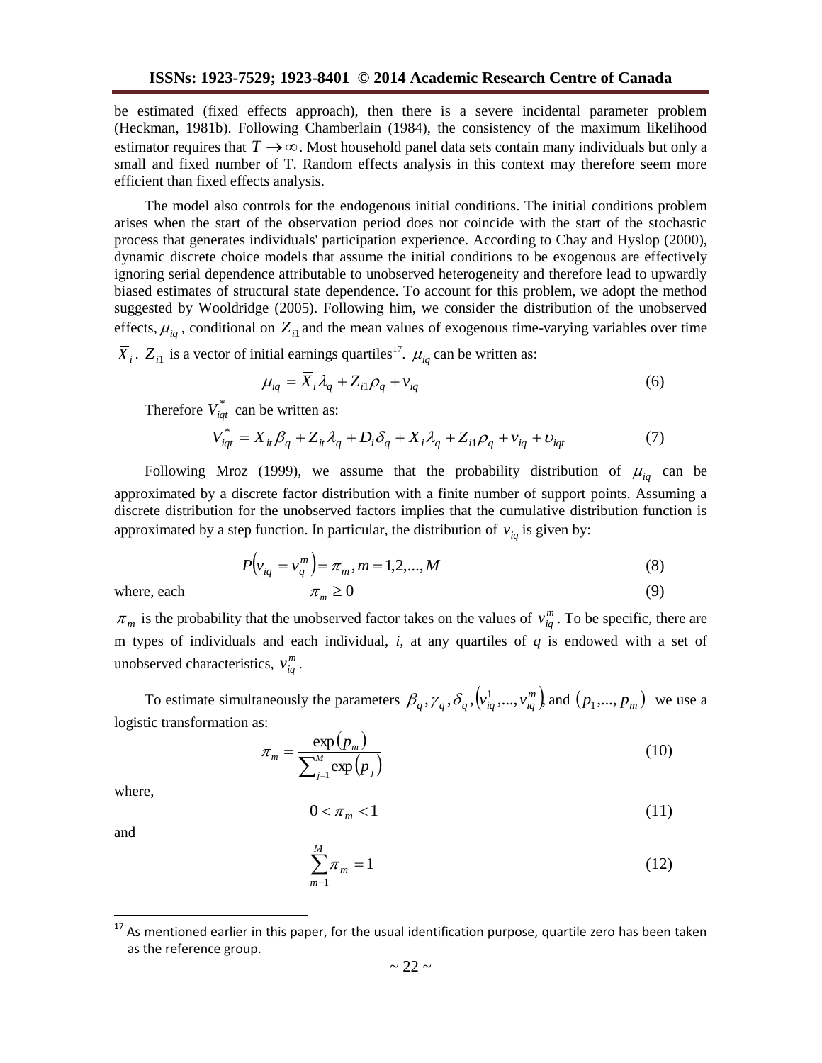be estimated (fixed effects approach), then there is a severe incidental parameter problem (Heckman, 1981b). Following Chamberlain (1984), the consistency of the maximum likelihood estimator requires that $T \to \infty$. Most household panel data sets contain many individuals but only a small and fixed number of T. Random effects analysis in this context may therefore seem more efficient than fixed effects analysis.

The model also controls for the endogenous initial conditions. The initial conditions problem arises when the start of the observation period does not coincide with the start of the stochastic process that generates individuals' participation experience. According to Chay and Hyslop (2000), dynamic discrete choice models that assume the initial conditions to be exogenous are effectively ignoring serial dependence attributable to unobserved heterogeneity and therefore lead to upwardly biased estimates of structural state dependence. To account for this problem, we adopt the method suggested by Wooldridge (2005). Following him, we consider the distribution of the unobserved effects, $\mu_{iq}$, conditional on $Z_{i1}$ and the mean values of exogenous time-varying variables over time $\overline{X}_i$. $Z_{i1}$ is a vector of initial earnings quartiles[17]. $\mu_{iq}$ can be written as:

$$\mu_{iq} = \overline{X}_i \lambda_q + Z_{i1}\rho_q + v_{iq} \tag{6}$$

Therefore $V_{iqt}^*$ can be written as:

$$V_{iqt}^* = X_{it}\beta_q + Z_{it}\lambda_q + D_i\delta_q + \overline{X}_i\lambda_q + Z_{i1}\rho_q + v_{iq} + \upsilon_{iqt} \tag{7}$$

Following Mroz (1999), we assume that the probability distribution of $\mu_{iq}$ can be approximated by a discrete factor distribution with a finite number of support points. Assuming a discrete distribution for the unobserved factors implies that the cumulative distribution function is approximated by a step function. In particular, the distribution of $v_{iq}$ is given by:

$$P\left(v_{iq} = v_q^m\right) = \pi_m, m = 1,2,...,M \tag{8}$$

where, each

$$\pi_m \geq 0 \tag{9}$$

$\pi_m$ is the probability that the unobserved factor takes on the values of $v_{iq}^m$. To be specific, there are m types of individuals and each individual, *i*, at any quartiles of *q* is endowed with a set of unobserved characteristics, $v_{iq}^m$.

To estimate simultaneously the parameters $\beta_q, \gamma_q, \delta_q, \left(v_{iq}^1,..., v_{iq}^m\right)$ and $\left(p_1,..., p_m\right)$ we use a logistic transformation as:

$$\pi_m = \frac{\exp\left(p_m\right)}{\sum_{j=1}^{M}\exp\left(p_j\right)} \tag{10}$$

where,

$$0 < \pi_m < 1 \tag{11}$$

and

$$\sum_{m=1}^{M} \pi_m = 1 \tag{12}$$

[17] As mentioned earlier in this paper, for the usual identification purpose, quartile zero has been taken as the reference group.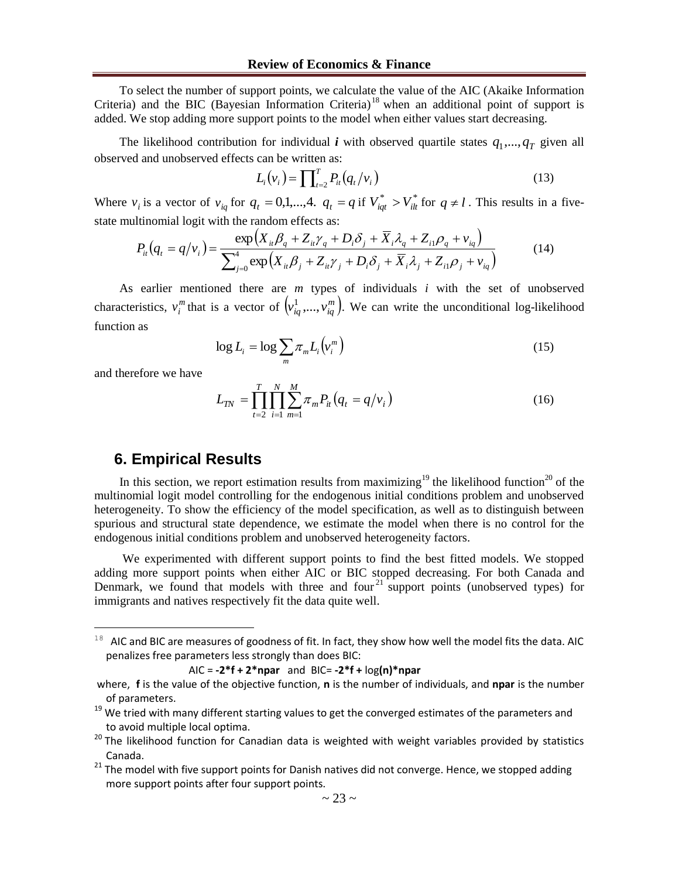To select the number of support points, we calculate the value of the AIC (Akaike Information Criteria) and the BIC (Bayesian Information Criteria)[18] when an additional point of support is added. We stop adding more support points to the model when either values start decreasing.

The likelihood contribution for individual ***i*** with observed quartile states $q_1,...,q_T$ given all observed and unobserved effects can be written as:

$$L_i(v_i) = \prod_{t=2}^{T} P_{it}(q_t / v_i) \tag{13}$$

Where $v_i$ is a vector of $v_{iq}$ for $q_t = 0,1,...,4$. $q_t = q$ if $V_{iqt}^* > V_{ilt}^*$ for $q \neq l$. This results in a five-state multinomial logit with the random effects as:

$$P_{it}(q_t = q/v_i) = \frac{\exp\left(X_{it}\beta_q + Z_{it}\gamma_q + D_i\delta_j + \overline{X}_i\lambda_q + Z_{i1}\rho_q + v_{iq}\right)}{\sum_{j=0}^{4}\exp\left(X_{it}\beta_j + Z_{it}\gamma_j + D_i\delta_j + \overline{X}_i\lambda_j + Z_{i1}\rho_j + v_{iq}\right)} \tag{14}$$

As earlier mentioned there are *m* types of individuals *i* with the set of unobserved characteristics, $v_i^m$ that is a vector of $\left(v_{iq}^1,...,v_{iq}^m\right)$. We can write the unconditional log-likelihood function as

$$\log L_i = \log \sum_m \pi_m L_i\left(v_i^m\right) \tag{15}$$

and therefore we have

$$L_{TN} = \prod_{t=2}^{T}\prod_{i=1}^{N}\sum_{m=1}^{M}\pi_m P_{it}(q_t = q/v_i) \tag{16}$$

## 6. Empirical Results

In this section, we report estimation results from maximizing[19] the likelihood function[20] of the multinomial logit model controlling for the endogenous initial conditions problem and unobserved heterogeneity. To show the efficiency of the model specification, as well as to distinguish between spurious and structural state dependence, we estimate the model when there is no control for the endogenous initial conditions problem and unobserved heterogeneity factors.

We experimented with different support points to find the best fitted models. We stopped adding more support points when either AIC or BIC stopped decreasing. For both Canada and Denmark, we found that models with three and four[21] support points (unobserved types) for immigrants and natives respectively fit the data quite well.

---

[18] AIC and BIC are measures of goodness of fit. In fact, they show how well the model fits the data. AIC penalizes free parameters less strongly than does BIC:

AIC = **-2*f + 2*npar** and BIC= **-2*f +** log**(n)*npar**

where, **f** is the value of the objective function, **n** is the number of individuals, and **npar** is the number of parameters.

[19] We tried with many different starting values to get the converged estimates of the parameters and to avoid multiple local optima.

[20] The likelihood function for Canadian data is weighted with weight variables provided by statistics Canada.

[21] The model with five support points for Danish natives did not converge. Hence, we stopped adding more support points after four support points.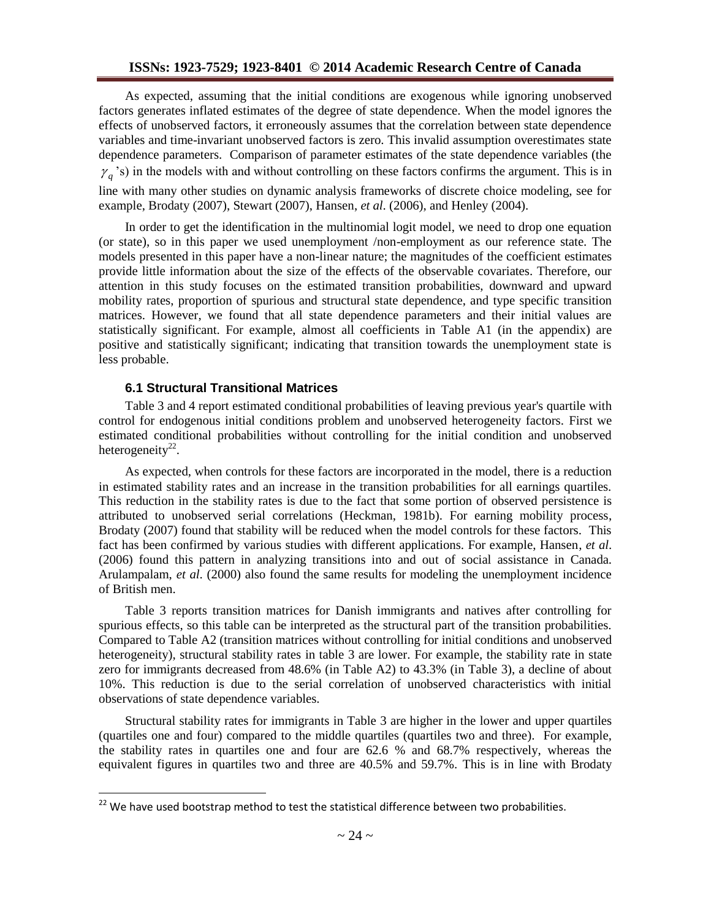As expected, assuming that the initial conditions are exogenous while ignoring unobserved factors generates inflated estimates of the degree of state dependence. When the model ignores the effects of unobserved factors, it erroneously assumes that the correlation between state dependence variables and time-invariant unobserved factors is zero. This invalid assumption overestimates state dependence parameters. Comparison of parameter estimates of the state dependence variables (the $\gamma_q$'s) in the models with and without controlling on these factors confirms the argument. This is in line with many other studies on dynamic analysis frameworks of discrete choice modeling, see for example, Brodaty (2007), Stewart (2007), Hansen, *et al*. (2006), and Henley (2004).

In order to get the identification in the multinomial logit model, we need to drop one equation (or state), so in this paper we used unemployment /non-employment as our reference state. The models presented in this paper have a non-linear nature; the magnitudes of the coefficient estimates provide little information about the size of the effects of the observable covariates. Therefore, our attention in this study focuses on the estimated transition probabilities, downward and upward mobility rates, proportion of spurious and structural state dependence, and type specific transition matrices. However, we found that all state dependence parameters and their initial values are statistically significant. For example, almost all coefficients in Table A1 (in the appendix) are positive and statistically significant; indicating that transition towards the unemployment state is less probable.

### 6.1 Structural Transitional Matrices

Table 3 and 4 report estimated conditional probabilities of leaving previous year's quartile with control for endogenous initial conditions problem and unobserved heterogeneity factors. First we estimated conditional probabilities without controlling for the initial condition and unobserved heterogeneity[22].

As expected, when controls for these factors are incorporated in the model, there is a reduction in estimated stability rates and an increase in the transition probabilities for all earnings quartiles. This reduction in the stability rates is due to the fact that some portion of observed persistence is attributed to unobserved serial correlations (Heckman, 1981b). For earning mobility process, Brodaty (2007) found that stability will be reduced when the model controls for these factors. This fact has been confirmed by various studies with different applications. For example, Hansen, *et al*. (2006) found this pattern in analyzing transitions into and out of social assistance in Canada. Arulampalam, *et al*. (2000) also found the same results for modeling the unemployment incidence of British men.

Table 3 reports transition matrices for Danish immigrants and natives after controlling for spurious effects, so this table can be interpreted as the structural part of the transition probabilities. Compared to Table A2 (transition matrices without controlling for initial conditions and unobserved heterogeneity), structural stability rates in table 3 are lower. For example, the stability rate in state zero for immigrants decreased from 48.6% (in Table A2) to 43.3% (in Table 3), a decline of about 10%. This reduction is due to the serial correlation of unobserved characteristics with initial observations of state dependence variables.

Structural stability rates for immigrants in Table 3 are higher in the lower and upper quartiles (quartiles one and four) compared to the middle quartiles (quartiles two and three). For example, the stability rates in quartiles one and four are 62.6 % and 68.7% respectively, whereas the equivalent figures in quartiles two and three are 40.5% and 59.7%. This is in line with Brodaty

[22] We have used bootstrap method to test the statistical difference between two probabilities.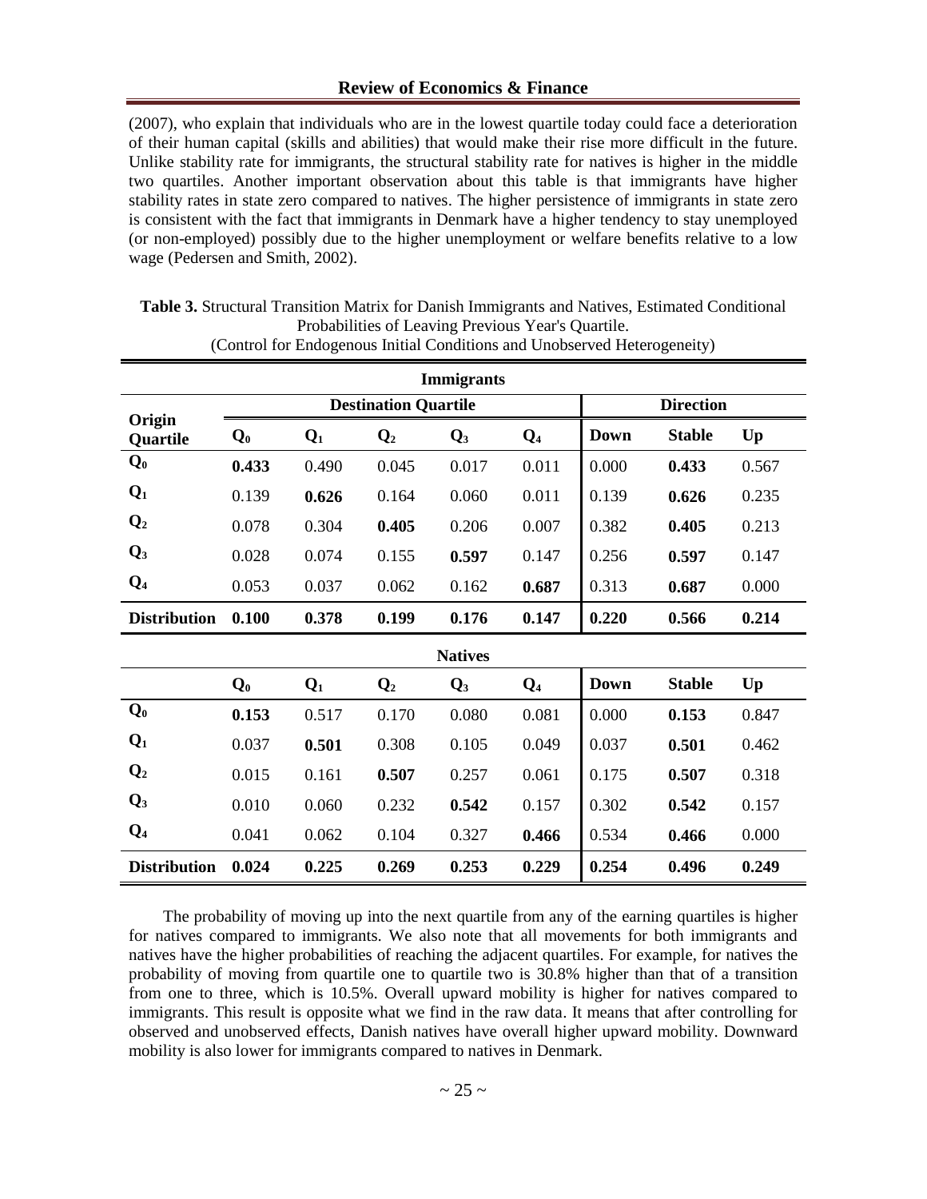(2007), who explain that individuals who are in the lowest quartile today could face a deterioration of their human capital (skills and abilities) that would make their rise more difficult in the future. Unlike stability rate for immigrants, the structural stability rate for natives is higher in the middle two quartiles. Another important observation about this table is that immigrants have higher stability rates in state zero compared to natives. The higher persistence of immigrants in state zero is consistent with the fact that immigrants in Denmark have a higher tendency to stay unemployed (or non-employed) possibly due to the higher unemployment or welfare benefits relative to a low wage (Pedersen and Smith, 2002).

**Table 3.** Structural Transition Matrix for Danish Immigrants and Natives, Estimated Conditional Probabilities of Leaving Previous Year's Quartile.
(Control for Endogenous Initial Conditions and Unobserved Heterogeneity)

| | **Immigrants** | | | | | | | |
|---|---|---|---|---|---|---|---|---|
| | **Destination Quartile** | | | | | **Direction** | | |
| **Origin Quartile** | $Q_0$ | $Q_1$ | $Q_2$ | $Q_3$ | $Q_4$ | **Down** | **Stable** | **Up** |
| $Q_0$ | **0.433** | 0.490 | 0.045 | 0.017 | 0.011 | 0.000 | **0.433** | 0.567 |
| $Q_1$ | 0.139 | **0.626** | 0.164 | 0.060 | 0.011 | 0.139 | **0.626** | 0.235 |
| $Q_2$ | 0.078 | 0.304 | **0.405** | 0.206 | 0.007 | 0.382 | **0.405** | 0.213 |
| $Q_3$ | 0.028 | 0.074 | 0.155 | **0.597** | 0.147 | 0.256 | **0.597** | 0.147 |
| $Q_4$ | 0.053 | 0.037 | 0.062 | 0.162 | **0.687** | 0.313 | **0.687** | 0.000 |
| **Distribution** | **0.100** | **0.378** | **0.199** | **0.176** | **0.147** | **0.220** | **0.566** | **0.214** |
| | **Natives** | | | | | | | |
| | $Q_0$ | $Q_1$ | $Q_2$ | $Q_3$ | $Q_4$ | **Down** | **Stable** | **Up** |
| $Q_0$ | **0.153** | 0.517 | 0.170 | 0.080 | 0.081 | 0.000 | **0.153** | 0.847 |
| $Q_1$ | 0.037 | **0.501** | 0.308 | 0.105 | 0.049 | 0.037 | **0.501** | 0.462 |
| $Q_2$ | 0.015 | 0.161 | **0.507** | 0.257 | 0.061 | 0.175 | **0.507** | 0.318 |
| $Q_3$ | 0.010 | 0.060 | 0.232 | **0.542** | 0.157 | 0.302 | **0.542** | 0.157 |
| $Q_4$ | 0.041 | 0.062 | 0.104 | 0.327 | **0.466** | 0.534 | **0.466** | 0.000 |
| **Distribution** | **0.024** | **0.225** | **0.269** | **0.253** | **0.229** | **0.254** | **0.496** | **0.249** |

The probability of moving up into the next quartile from any of the earning quartiles is higher for natives compared to immigrants. We also note that all movements for both immigrants and natives have the higher probabilities of reaching the adjacent quartiles. For example, for natives the probability of moving from quartile one to quartile two is 30.8% higher than that of a transition from one to three, which is 10.5%. Overall upward mobility is higher for natives compared to immigrants. This result is opposite what we find in the raw data. It means that after controlling for observed and unobserved effects, Danish natives have overall higher upward mobility. Downward mobility is also lower for immigrants compared to natives in Denmark.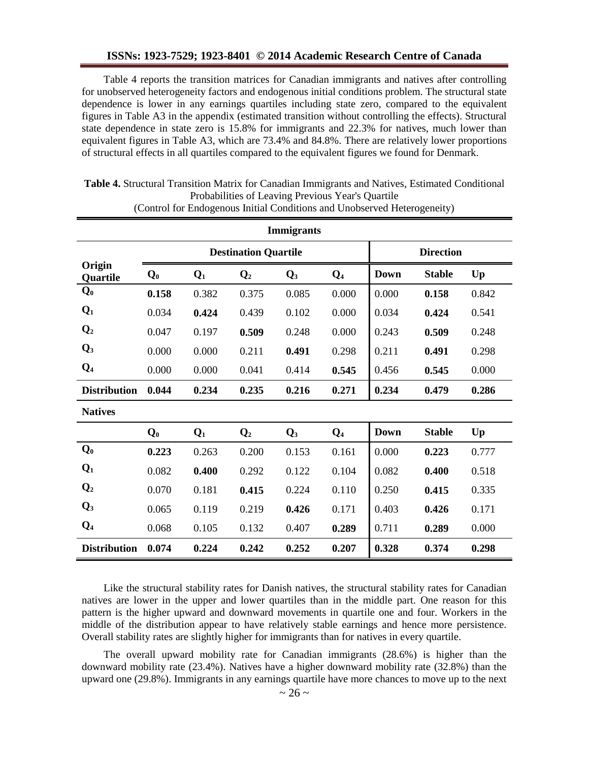Table 4 reports the transition matrices for Canadian immigrants and natives after controlling for unobserved heterogeneity factors and endogenous initial conditions problem. The structural state dependence is lower in any earnings quartiles including state zero, compared to the equivalent figures in Table A3 in the appendix (estimated transition without controlling the effects). Structural state dependence in state zero is 15.8% for immigrants and 22.3% for natives, much lower than equivalent figures in Table A3, which are 73.4% and 84.8%. There are relatively lower proportions of structural effects in all quartiles compared to the equivalent figures we found for Denmark.

**Table 4.** Structural Transition Matrix for Canadian Immigrants and Natives, Estimated Conditional Probabilities of Leaving Previous Year's Quartile (Control for Endogenous Initial Conditions and Unobserved Heterogeneity)

| **Immigrants** | | | | | | | | |
|---|---|---|---|---|---|---|---|---|
| | **Destination Quartile** | | | | | **Direction** | | |
| **Origin Quartile** | $Q_0$ | $Q_1$ | $Q_2$ | $Q_3$ | $Q_4$ | **Down** | **Stable** | **Up** |
| $Q_0$ | **0.158** | 0.382 | 0.375 | 0.085 | 0.000 | 0.000 | **0.158** | 0.842 |
| $Q_1$ | 0.034 | **0.424** | 0.439 | 0.102 | 0.000 | 0.034 | **0.424** | 0.541 |
| $Q_2$ | 0.047 | 0.197 | **0.509** | 0.248 | 0.000 | 0.243 | **0.509** | 0.248 |
| $Q_3$ | 0.000 | 0.000 | 0.211 | **0.491** | 0.298 | 0.211 | **0.491** | 0.298 |
| $Q_4$ | 0.000 | 0.000 | 0.041 | 0.414 | **0.545** | 0.456 | **0.545** | 0.000 |
| **Distribution** | **0.044** | **0.234** | **0.235** | **0.216** | **0.271** | **0.234** | **0.479** | **0.286** |
| **Natives** | | | | | | | | |
| | $Q_0$ | $Q_1$ | $Q_2$ | $Q_3$ | $Q_4$ | **Down** | **Stable** | **Up** |
| $Q_0$ | **0.223** | 0.263 | 0.200 | 0.153 | 0.161 | 0.000 | **0.223** | 0.777 |
| $Q_1$ | 0.082 | **0.400** | 0.292 | 0.122 | 0.104 | 0.082 | **0.400** | 0.518 |
| $Q_2$ | 0.070 | 0.181 | **0.415** | 0.224 | 0.110 | 0.250 | **0.415** | 0.335 |
| $Q_3$ | 0.065 | 0.119 | 0.219 | **0.426** | 0.171 | 0.403 | **0.426** | 0.171 |
| $Q_4$ | 0.068 | 0.105 | 0.132 | 0.407 | **0.289** | 0.711 | **0.289** | 0.000 |
| **Distribution** | **0.074** | **0.224** | **0.242** | **0.252** | **0.207** | **0.328** | **0.374** | **0.298** |

Like the structural stability rates for Danish natives, the structural stability rates for Canadian natives are lower in the upper and lower quartiles than in the middle part. One reason for this pattern is the higher upward and downward movements in quartile one and four. Workers in the middle of the distribution appear to have relatively stable earnings and hence more persistence. Overall stability rates are slightly higher for immigrants than for natives in every quartile.

The overall upward mobility rate for Canadian immigrants (28.6%) is higher than the downward mobility rate (23.4%). Natives have a higher downward mobility rate (32.8%) than the upward one (29.8%). Immigrants in any earnings quartile have more chances to move up to the next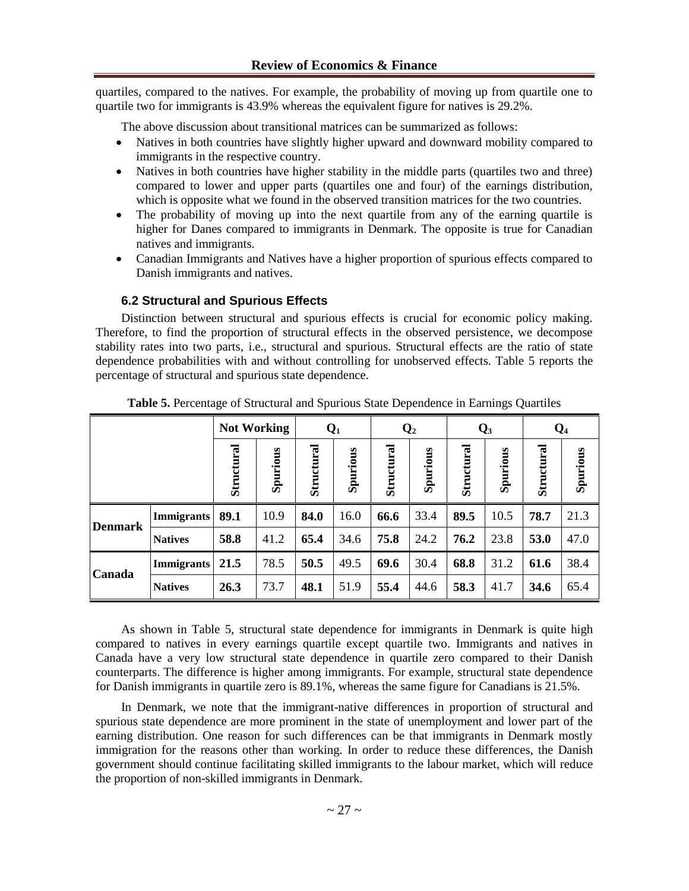quartiles, compared to the natives. For example, the probability of moving up from quartile one to quartile two for immigrants is 43.9% whereas the equivalent figure for natives is 29.2%.

The above discussion about transitional matrices can be summarized as follows:

- Natives in both countries have slightly higher upward and downward mobility compared to immigrants in the respective country.
- Natives in both countries have higher stability in the middle parts (quartiles two and three) compared to lower and upper parts (quartiles one and four) of the earnings distribution, which is opposite what we found in the observed transition matrices for the two countries.
- The probability of moving up into the next quartile from any of the earning quartile is higher for Danes compared to immigrants in Denmark. The opposite is true for Canadian natives and immigrants.
- Canadian Immigrants and Natives have a higher proportion of spurious effects compared to Danish immigrants and natives.

### 6.2 Structural and Spurious Effects

Distinction between structural and spurious effects is crucial for economic policy making. Therefore, to find the proportion of structural effects in the observed persistence, we decompose stability rates into two parts, i.e., structural and spurious. Structural effects are the ratio of state dependence probabilities with and without controlling for unobserved effects. Table 5 reports the percentage of structural and spurious state dependence.

**Table 5.** Percentage of Structural and Spurious State Dependence in Earnings Quartiles

| | | Not Working | | $Q_1$ | | $Q_2$ | | $Q_3$ | | $Q_4$ | |
|---|---|---|---|---|---|---|---|---|---|---|---|
| | | Structural | Spurious | Structural | Spurious | Structural | Spurious | Structural | Spurious | Structural | Spurious |
| **Denmark** | **Immigrants** | **89.1** | 10.9 | **84.0** | 16.0 | **66.6** | 33.4 | **89.5** | 10.5 | **78.7** | 21.3 |
| | **Natives** | **58.8** | 41.2 | **65.4** | 34.6 | **75.8** | 24.2 | **76.2** | 23.8 | **53.0** | 47.0 |
| **Canada** | **Immigrants** | **21.5** | 78.5 | **50.5** | 49.5 | **69.6** | 30.4 | **68.8** | 31.2 | **61.6** | 38.4 |
| | **Natives** | **26.3** | 73.7 | **48.1** | 51.9 | **55.4** | 44.6 | **58.3** | 41.7 | **34.6** | 65.4 |

As shown in Table 5, structural state dependence for immigrants in Denmark is quite high compared to natives in every earnings quartile except quartile two. Immigrants and natives in Canada have a very low structural state dependence in quartile zero compared to their Danish counterparts. The difference is higher among immigrants. For example, structural state dependence for Danish immigrants in quartile zero is 89.1%, whereas the same figure for Canadians is 21.5%.

In Denmark, we note that the immigrant-native differences in proportion of structural and spurious state dependence are more prominent in the state of unemployment and lower part of the earning distribution. One reason for such differences can be that immigrants in Denmark mostly immigration for the reasons other than working. In order to reduce these differences, the Danish government should continue facilitating skilled immigrants to the labour market, which will reduce the proportion of non-skilled immigrants in Denmark.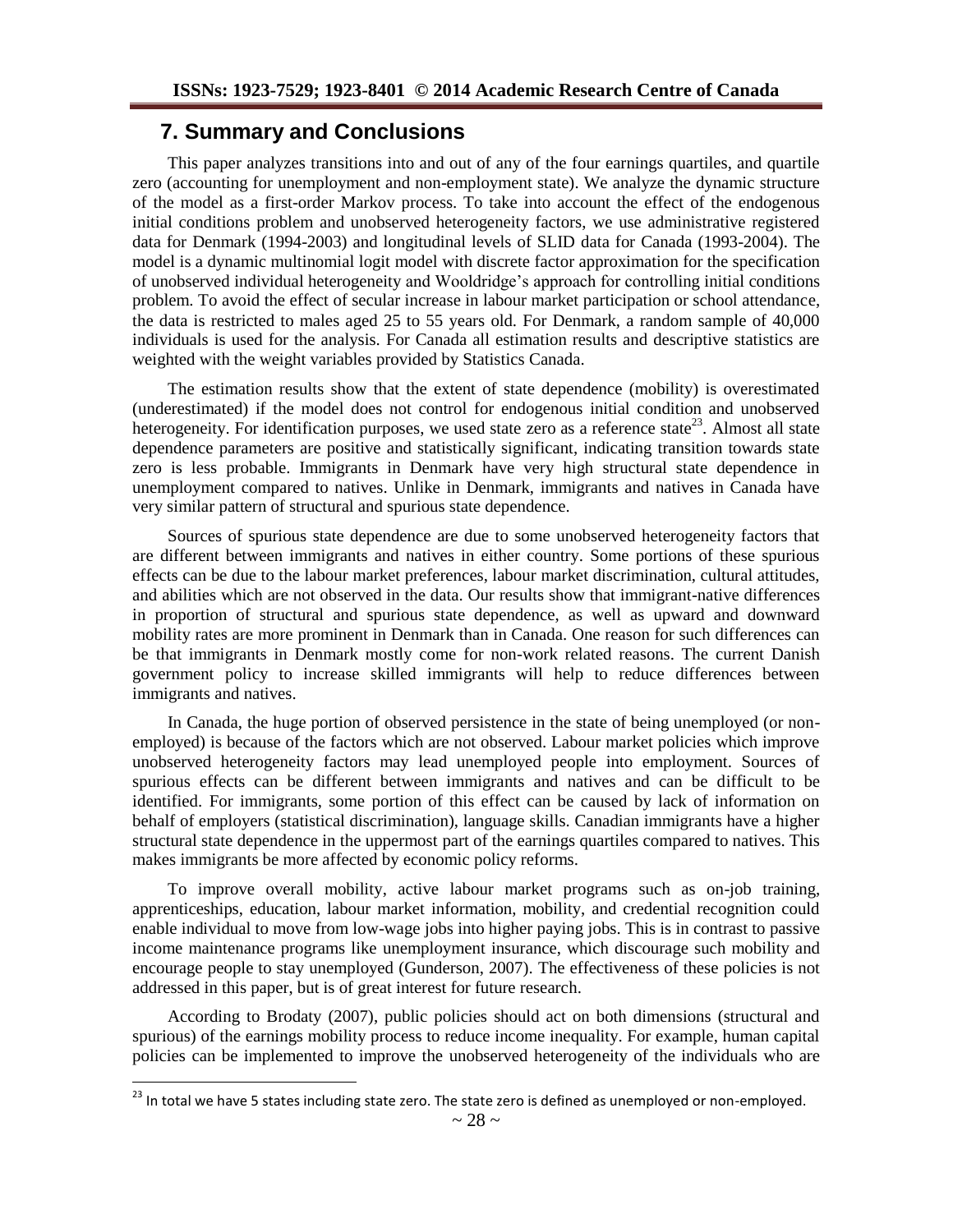## 7. Summary and Conclusions

This paper analyzes transitions into and out of any of the four earnings quartiles, and quartile zero (accounting for unemployment and non-employment state). We analyze the dynamic structure of the model as a first-order Markov process. To take into account the effect of the endogenous initial conditions problem and unobserved heterogeneity factors, we use administrative registered data for Denmark (1994-2003) and longitudinal levels of SLID data for Canada (1993-2004). The model is a dynamic multinomial logit model with discrete factor approximation for the specification of unobserved individual heterogeneity and Wooldridge's approach for controlling initial conditions problem. To avoid the effect of secular increase in labour market participation or school attendance, the data is restricted to males aged 25 to 55 years old. For Denmark, a random sample of 40,000 individuals is used for the analysis. For Canada all estimation results and descriptive statistics are weighted with the weight variables provided by Statistics Canada.

The estimation results show that the extent of state dependence (mobility) is overestimated (underestimated) if the model does not control for endogenous initial condition and unobserved heterogeneity. For identification purposes, we used state zero as a reference state[23]. Almost all state dependence parameters are positive and statistically significant, indicating transition towards state zero is less probable. Immigrants in Denmark have very high structural state dependence in unemployment compared to natives. Unlike in Denmark, immigrants and natives in Canada have very similar pattern of structural and spurious state dependence.

Sources of spurious state dependence are due to some unobserved heterogeneity factors that are different between immigrants and natives in either country. Some portions of these spurious effects can be due to the labour market preferences, labour market discrimination, cultural attitudes, and abilities which are not observed in the data. Our results show that immigrant-native differences in proportion of structural and spurious state dependence, as well as upward and downward mobility rates are more prominent in Denmark than in Canada. One reason for such differences can be that immigrants in Denmark mostly come for non-work related reasons. The current Danish government policy to increase skilled immigrants will help to reduce differences between immigrants and natives.

In Canada, the huge portion of observed persistence in the state of being unemployed (or non-employed) is because of the factors which are not observed. Labour market policies which improve unobserved heterogeneity factors may lead unemployed people into employment. Sources of spurious effects can be different between immigrants and natives and can be difficult to be identified. For immigrants, some portion of this effect can be caused by lack of information on behalf of employers (statistical discrimination), language skills. Canadian immigrants have a higher structural state dependence in the uppermost part of the earnings quartiles compared to natives. This makes immigrants be more affected by economic policy reforms.

To improve overall mobility, active labour market programs such as on-job training, apprenticeships, education, labour market information, mobility, and credential recognition could enable individual to move from low-wage jobs into higher paying jobs. This is in contrast to passive income maintenance programs like unemployment insurance, which discourage such mobility and encourage people to stay unemployed (Gunderson, 2007). The effectiveness of these policies is not addressed in this paper, but is of great interest for future research.

According to Brodaty (2007), public policies should act on both dimensions (structural and spurious) of the earnings mobility process to reduce income inequality. For example, human capital policies can be implemented to improve the unobserved heterogeneity of the individuals who are

---

[23] In total we have 5 states including state zero. The state zero is defined as unemployed or non-employed.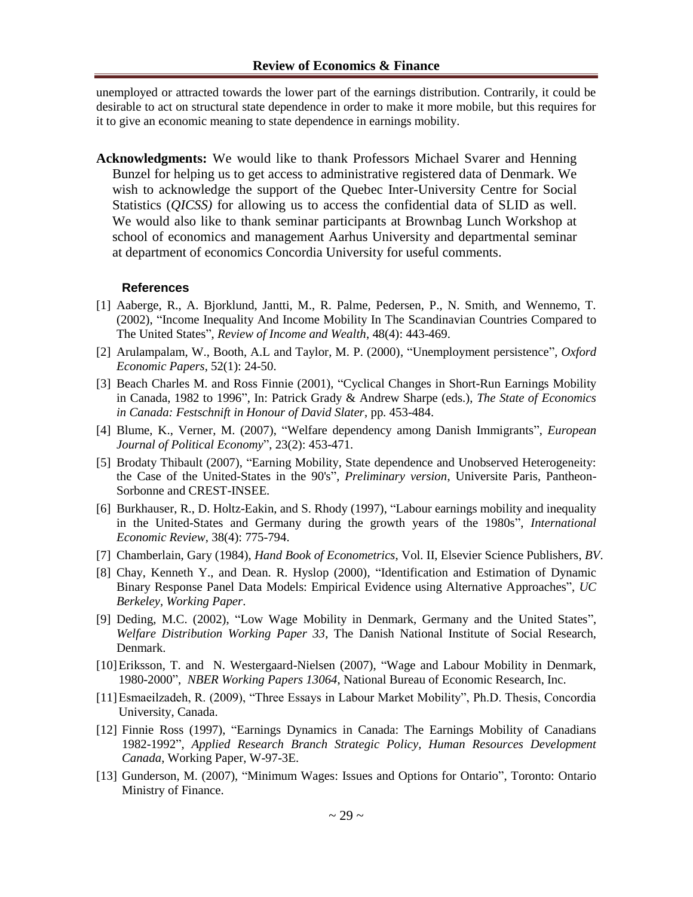unemployed or attracted towards the lower part of the earnings distribution. Contrarily, it could be desirable to act on structural state dependence in order to make it more mobile, but this requires for it to give an economic meaning to state dependence in earnings mobility.

**Acknowledgments:** We would like to thank Professors Michael Svarer and Henning Bunzel for helping us to get access to administrative registered data of Denmark. We wish to acknowledge the support of the Quebec Inter-University Centre for Social Statistics (*QICSS)* for allowing us to access the confidential data of SLID as well. We would also like to thank seminar participants at Brownbag Lunch Workshop at school of economics and management Aarhus University and departmental seminar at department of economics Concordia University for useful comments.

## References

[1] Aaberge, R., A. Bjorklund, Jantti, M., R. Palme, Pedersen, P., N. Smith, and Wennemo, T. (2002), "Income Inequality And Income Mobility In The Scandinavian Countries Compared to The United States", *Review of Income and Wealth*, 48(4): 443-469.

[2] Arulampalam, W., Booth, A.L and Taylor, M. P. (2000), "Unemployment persistence", *Oxford Economic Papers*, 52(1): 24-50.

[3] Beach Charles M. and Ross Finnie (2001), "Cyclical Changes in Short-Run Earnings Mobility in Canada, 1982 to 1996", In: Patrick Grady & Andrew Sharpe (eds.), *The State of Economics in Canada: Festschnift in Honour of David Slater*, pp. 453-484.

[4] Blume, K., Verner, M. (2007), "Welfare dependency among Danish Immigrants", *European Journal of Political Economy*", 23(2): 453-471.

[5] Brodaty Thibault (2007), "Earning Mobility, State dependence and Unobserved Heterogeneity: the Case of the United-States in the 90's", *Preliminary version*, Universite Paris, Pantheon-Sorbonne and CREST-INSEE.

[6] Burkhauser, R., D. Holtz-Eakin, and S. Rhody (1997), "Labour earnings mobility and inequality in the United-States and Germany during the growth years of the 1980s", *International Economic Review*, 38(4): 775-794.

[7] Chamberlain, Gary (1984), *Hand Book of Econometrics*, Vol. II, Elsevier Science Publishers, *BV*.

[8] Chay, Kenneth Y., and Dean. R. Hyslop (2000), "Identification and Estimation of Dynamic Binary Response Panel Data Models: Empirical Evidence using Alternative Approaches", *UC Berkeley, Working Paper*.

[9] Deding, M.C. (2002), "Low Wage Mobility in Denmark, Germany and the United States", *Welfare Distribution Working Paper 33*, The Danish National Institute of Social Research, Denmark.

[10] Eriksson, T. and N. Westergaard-Nielsen (2007), "Wage and Labour Mobility in Denmark, 1980-2000", *NBER Working Papers 13064*, National Bureau of Economic Research, Inc.

[11] Esmaeilzadeh, R. (2009), "Three Essays in Labour Market Mobility", Ph.D. Thesis, Concordia University, Canada.

[12] Finnie Ross (1997), "Earnings Dynamics in Canada: The Earnings Mobility of Canadians 1982-1992", *Applied Research Branch Strategic Policy, Human Resources Development Canada*, Working Paper, W-97-3E.

[13] Gunderson, M. (2007), "Minimum Wages: Issues and Options for Ontario", Toronto: Ontario Ministry of Finance.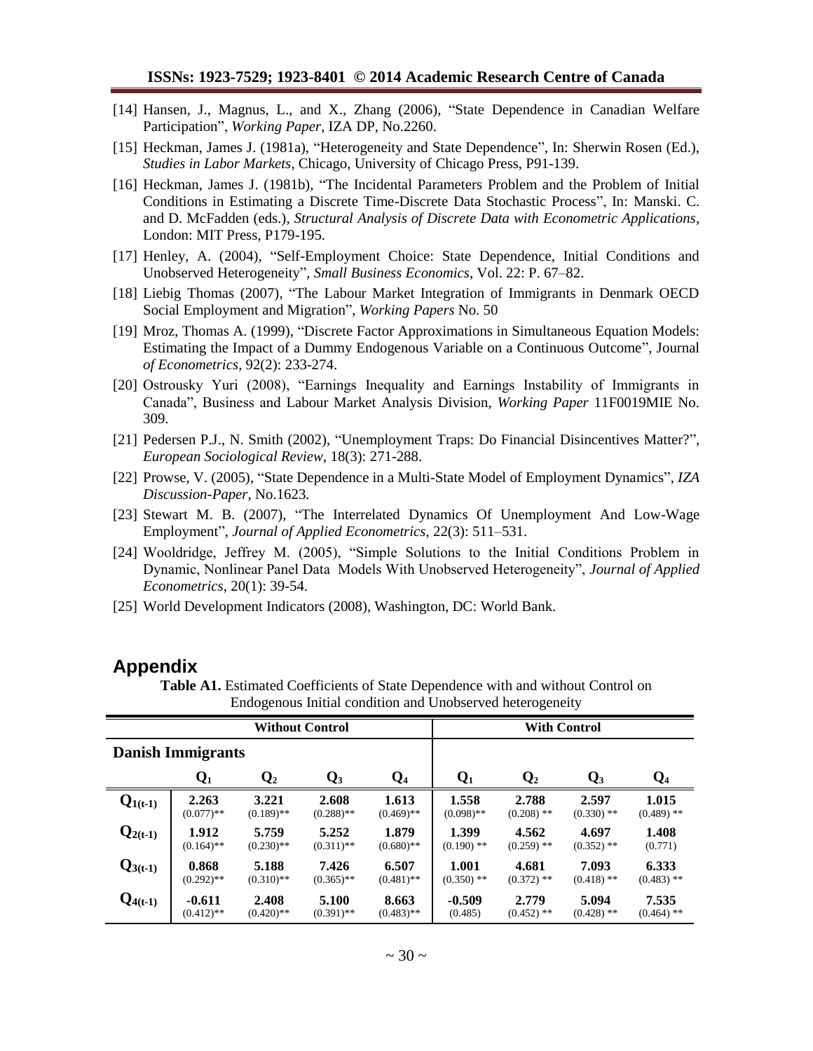[14] Hansen, J., Magnus, L., and X., Zhang (2006), "State Dependence in Canadian Welfare Participation", *Working Paper*, IZA DP, No.2260.

[15] Heckman, James J. (1981a), "Heterogeneity and State Dependence", In: Sherwin Rosen (Ed.), *Studies in Labor Markets*, Chicago, University of Chicago Press, P91-139.

[16] Heckman, James J. (1981b), "The Incidental Parameters Problem and the Problem of Initial Conditions in Estimating a Discrete Time-Discrete Data Stochastic Process", In: Manski. C. and D. McFadden (eds.), *Structural Analysis of Discrete Data with Econometric Applications*, London: MIT Press, P179-195.

[17] Henley, A. (2004), "Self-Employment Choice: State Dependence, Initial Conditions and Unobserved Heterogeneity", *Small Business Economics*, Vol. 22: P. 67–82.

[18] Liebig Thomas (2007), "The Labour Market Integration of Immigrants in Denmark OECD Social Employment and Migration", *Working Papers* No. 50

[19] Mroz, Thomas A. (1999), "Discrete Factor Approximations in Simultaneous Equation Models: Estimating the Impact of a Dummy Endogenous Variable on a Continuous Outcome", Journal *of Econometrics*, 92(2): 233-274.

[20] Ostrousky Yuri (2008), "Earnings Inequality and Earnings Instability of Immigrants in Canada", Business and Labour Market Analysis Division, *Working Paper* 11F0019MIE No. 309.

[21] Pedersen P.J., N. Smith (2002), "Unemployment Traps: Do Financial Disincentives Matter?", *European Sociological Review*, 18(3): 271-288.

[22] Prowse, V. (2005), "State Dependence in a Multi-State Model of Employment Dynamics", *IZA Discussion-Paper*, No.1623.

[23] Stewart M. B. (2007), "The Interrelated Dynamics Of Unemployment And Low-Wage Employment", *Journal of Applied Econometrics*, 22(3): 511–531.

[24] Wooldridge, Jeffrey M. (2005), "Simple Solutions to the Initial Conditions Problem in Dynamic, Nonlinear Panel Data Models With Unobserved Heterogeneity", *Journal of Applied Econometrics*, 20(1): 39-54.

[25] World Development Indicators (2008), Washington, DC: World Bank.

## Appendix

**Table A1.** Estimated Coefficients of State Dependence with and without Control on Endogenous Initial condition and Unobserved heterogeneity

| | Without Control | | | | With Control | | | |
|---|---|---|---|---|---|---|---|---|
| **Danish Immigrants** | | | | | | | | |
| | $Q_1$ | $Q_2$ | $Q_3$ | $Q_4$ | $Q_1$ | $Q_2$ | $Q_3$ | $Q_4$ |
| $Q_{1(t-1)}$ | **2.263** (0.077)** | **3.221** (0.189)** | **2.608** (0.288)** | **1.613** (0.469)** | **1.558** (0.098)** | **2.788** (0.208) ** | **2.597** (0.330) ** | **1.015** (0.489) ** |
| $Q_{2(t-1)}$ | **1.912** (0.164)** | **5.759** (0.230)** | **5.252** (0.311)** | **1.879** (0.680)** | **1.399** (0.190) ** | **4.562** (0.259) ** | **4.697** (0.352) ** | **1.408** (0.771) |
| $Q_{3(t-1)}$ | **0.868** (0.292)** | **5.188** (0.310)** | **7.426** (0.365)** | **6.507** (0.481)** | **1.001** (0.350) ** | **4.681** (0.372) ** | **7.093** (0.418) ** | **6.333** (0.483) ** |
| $Q_{4(t-1)}$ | **-0.611** (0.412)** | **2.408** (0.420)** | **5.100** (0.391)** | **8.663** (0.483)** | **-0.509** (0.485) | **2.779** (0.452) ** | **5.094** (0.428) ** | **7.535** (0.464) ** |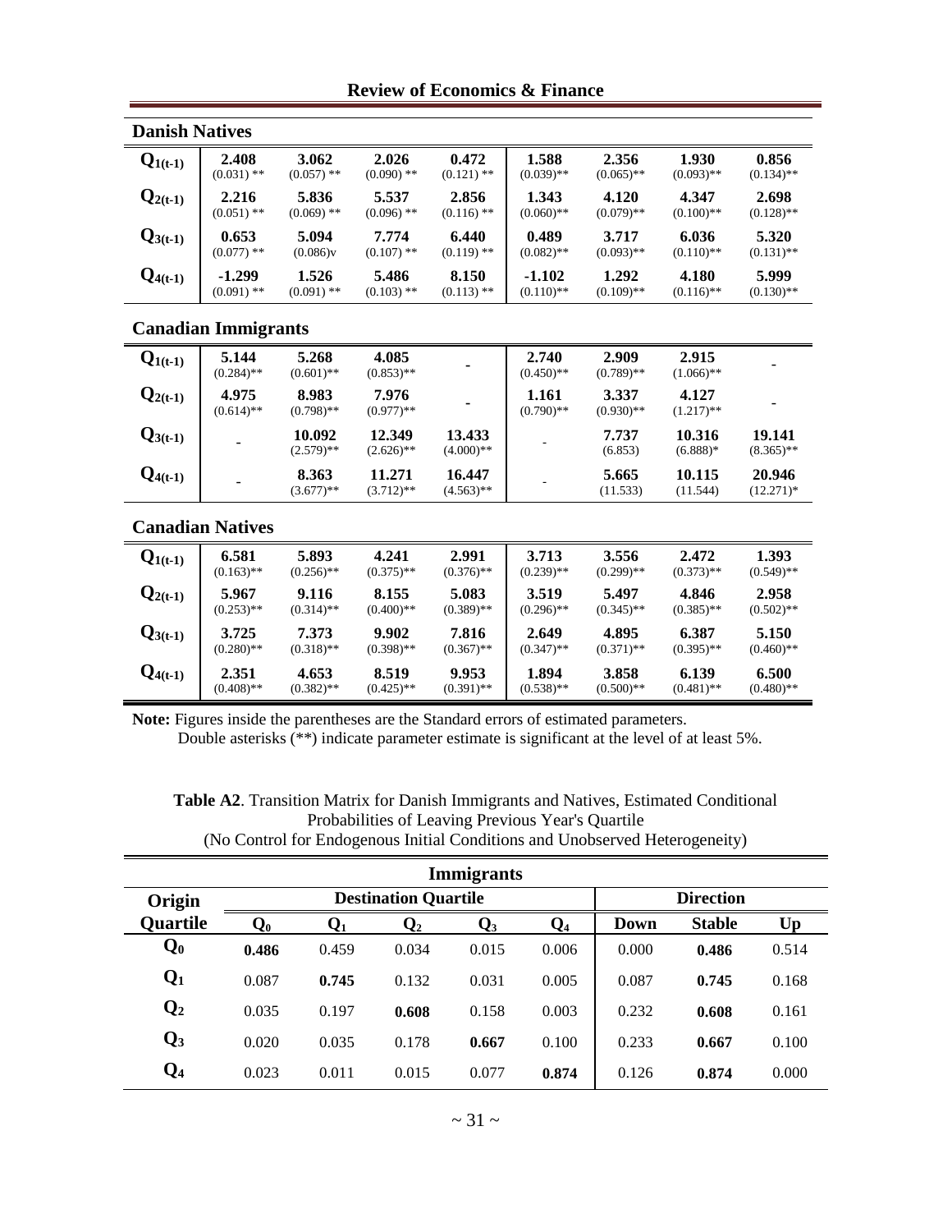**Danish Natives**

| | | | | | | | | |
|---|---|---|---|---|---|---|---|---|
| $Q_{1(t-1)}$ | **2.408** (0.031) ** | **3.062** (0.057) ** | **2.026** (0.090) ** | **0.472** (0.121) ** | **1.588** (0.039)** | **2.356** (0.065)** | **1.930** (0.093)** | **0.856** (0.134)** |
| $Q_{2(t-1)}$ | **2.216** (0.051) ** | **5.836** (0.069) ** | **5.537** (0.096) ** | **2.856** (0.116) ** | **1.343** (0.060)** | **4.120** (0.079)** | **4.347** (0.100)** | **2.698** (0.128)** |
| $Q_{3(t-1)}$ | **0.653** (0.077) ** | **5.094** (0.086)v | **7.774** (0.107) ** | **6.440** (0.119) ** | **0.489** (0.082)** | **3.717** (0.093)** | **6.036** (0.110)** | **5.320** (0.131)** |
| $Q_{4(t-1)}$ | **-1.299** (0.091) ** | **1.526** (0.091) ** | **5.486** (0.103) ** | **8.150** (0.113) ** | **-1.102** (0.110)** | **1.292** (0.109)** | **4.180** (0.116)** | **5.999** (0.130)** |

**Canadian Immigrants**

| | | | | | | | | |
|---|---|---|---|---|---|---|---|---|
| $Q_{1(t-1)}$ | **5.144** (0.284)** | **5.268** (0.601)** | **4.085** (0.853)** | - | **2.740** (0.450)** | **2.909** (0.789)** | **2.915** (1.066)** | - |
| $Q_{2(t-1)}$ | **4.975** (0.614)** | **8.983** (0.798)** | **7.976** (0.977)** | - | **1.161** (0.790)** | **3.337** (0.930)** | **4.127** (1.217)** | - |
| $Q_{3(t-1)}$ | - | **10.092** (2.579)** | **12.349** (2.626)** | **13.433** (4.000)** | - | **7.737** (6.853) | **10.316** (6.888)* | **19.141** (8.365)** |
| $Q_{4(t-1)}$ | - | **8.363** (3.677)** | **11.271** (3.712)** | **16.447** (4.563)** | - | **5.665** (11.533) | **10.115** (11.544) | **20.946** (12.271)* |

**Canadian Natives**

| | | | | | | | | |
|---|---|---|---|---|---|---|---|---|
| $Q_{1(t-1)}$ | **6.581** (0.163)** | **5.893** (0.256)** | **4.241** (0.375)** | **2.991** (0.376)** | **3.713** (0.239)** | **3.556** (0.299)** | **2.472** (0.373)** | **1.393** (0.549)** |
| $Q_{2(t-1)}$ | **5.967** (0.253)** | **9.116** (0.314)** | **8.155** (0.400)** | **5.083** (0.389)** | **3.519** (0.296)** | **5.497** (0.345)** | **4.846** (0.385)** | **2.958** (0.502)** |
| $Q_{3(t-1)}$ | **3.725** (0.280)** | **7.373** (0.318)** | **9.902** (0.398)** | **7.816** (0.367)** | **2.649** (0.347)** | **4.895** (0.371)** | **6.387** (0.395)** | **5.150** (0.460)** |
| $Q_{4(t-1)}$ | **2.351** (0.408)** | **4.653** (0.382)** | **8.519** (0.425)** | **9.953** (0.391)** | **1.894** (0.538)** | **3.858** (0.500)** | **6.139** (0.481)** | **6.500** (0.480)** |

**Note:** Figures inside the parentheses are the Standard errors of estimated parameters.
Double asterisks (**) indicate parameter estimate is significant at the level of at least 5%.

**Table A2**. Transition Matrix for Danish Immigrants and Natives, Estimated Conditional Probabilities of Leaving Previous Year's Quartile
(No Control for Endogenous Initial Conditions and Unobserved Heterogeneity)

| Immigrants | | | | | | | | |
|---|---|---|---|---|---|---|---|---|
| **Origin** | **Destination Quartile** | | | | | **Direction** | | |
| **Quartile** | $Q_0$ | $Q_1$ | $Q_2$ | $Q_3$ | $Q_4$ | **Down** | **Stable** | **Up** |
| $Q_0$ | **0.486** | 0.459 | 0.034 | 0.015 | 0.006 | 0.000 | **0.486** | 0.514 |
| $Q_1$ | 0.087 | **0.745** | 0.132 | 0.031 | 0.005 | 0.087 | **0.745** | 0.168 |
| $Q_2$ | 0.035 | 0.197 | **0.608** | 0.158 | 0.003 | 0.232 | **0.608** | 0.161 |
| $Q_3$ | 0.020 | 0.035 | 0.178 | **0.667** | 0.100 | 0.233 | **0.667** | 0.100 |
| $Q_4$ | 0.023 | 0.011 | 0.015 | 0.077 | **0.874** | 0.126 | **0.874** | 0.000 |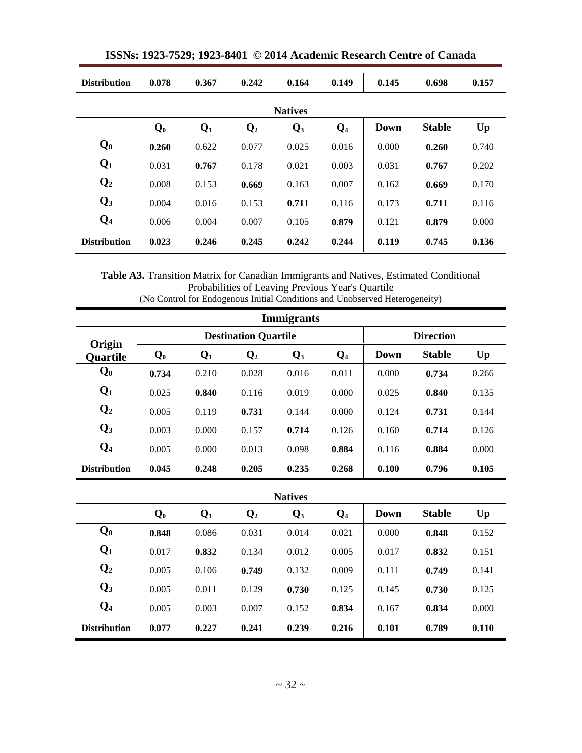| Distribution | 0.078 | 0.367 | 0.242 | 0.164 | 0.149 | 0.145 | 0.698 | 0.157 |
|---|---|---|---|---|---|---|---|---|

| Natives | | | | | | | | |
|---|---|---|---|---|---|---|---|---|
| | $Q_0$ | $Q_1$ | $Q_2$ | $Q_3$ | $Q_4$ | Down | Stable | Up |
| $Q_0$ | **0.260** | 0.622 | 0.077 | 0.025 | 0.016 | 0.000 | **0.260** | 0.740 |
| $Q_1$ | 0.031 | **0.767** | 0.178 | 0.021 | 0.003 | 0.031 | **0.767** | 0.202 |
| $Q_2$ | 0.008 | 0.153 | **0.669** | 0.163 | 0.007 | 0.162 | **0.669** | 0.170 |
| $Q_3$ | 0.004 | 0.016 | 0.153 | **0.711** | 0.116 | 0.173 | **0.711** | 0.116 |
| $Q_4$ | 0.006 | 0.004 | 0.007 | 0.105 | **0.879** | 0.121 | **0.879** | 0.000 |
| **Distribution** | **0.023** | **0.246** | **0.245** | **0.242** | **0.244** | **0.119** | **0.745** | **0.136** |

**Table A3.** Transition Matrix for Canadian Immigrants and Natives, Estimated Conditional Probabilities of Leaving Previous Year's Quartile
(No Control for Endogenous Initial Conditions and Unobserved Heterogeneity)

| Immigrants | | | | | | | | |
|---|---|---|---|---|---|---|---|---|
| Origin Quartile | Destination Quartile | | | | | Direction | | |
| | $Q_0$ | $Q_1$ | $Q_2$ | $Q_3$ | $Q_4$ | Down | Stable | Up |
| $Q_0$ | **0.734** | 0.210 | 0.028 | 0.016 | 0.011 | 0.000 | **0.734** | 0.266 |
| $Q_1$ | 0.025 | **0.840** | 0.116 | 0.019 | 0.000 | 0.025 | **0.840** | 0.135 |
| $Q_2$ | 0.005 | 0.119 | **0.731** | 0.144 | 0.000 | 0.124 | **0.731** | 0.144 |
| $Q_3$ | 0.003 | 0.000 | 0.157 | **0.714** | 0.126 | 0.160 | **0.714** | 0.126 |
| $Q_4$ | 0.005 | 0.000 | 0.013 | 0.098 | **0.884** | 0.116 | **0.884** | 0.000 |
| **Distribution** | **0.045** | **0.248** | **0.205** | **0.235** | **0.268** | **0.100** | **0.796** | **0.105** |

| Natives | | | | | | | | |
|---|---|---|---|---|---|---|---|---|
| | $Q_0$ | $Q_1$ | $Q_2$ | $Q_3$ | $Q_4$ | Down | Stable | Up |
| $Q_0$ | **0.848** | 0.086 | 0.031 | 0.014 | 0.021 | 0.000 | **0.848** | 0.152 |
| $Q_1$ | 0.017 | **0.832** | 0.134 | 0.012 | 0.005 | 0.017 | **0.832** | 0.151 |
| $Q_2$ | 0.005 | 0.106 | **0.749** | 0.132 | 0.009 | 0.111 | **0.749** | 0.141 |
| $Q_3$ | 0.005 | 0.011 | 0.129 | **0.730** | 0.125 | 0.145 | **0.730** | 0.125 |
| $Q_4$ | 0.005 | 0.003 | 0.007 | 0.152 | **0.834** | 0.167 | **0.834** | 0.000 |
| **Distribution** | **0.077** | **0.227** | **0.241** | **0.239** | **0.216** | **0.101** | **0.789** | **0.110** |